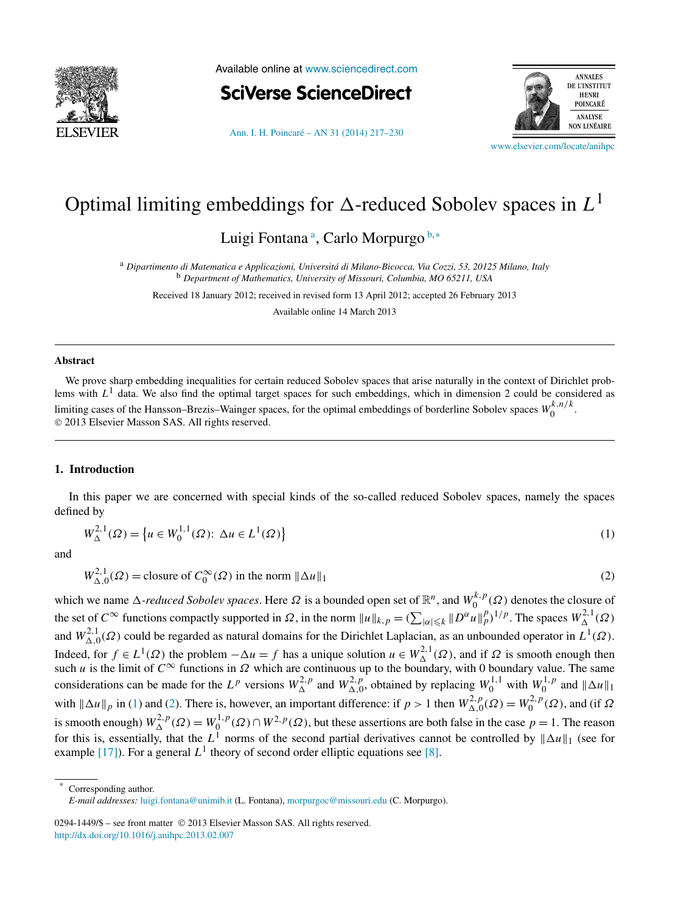# Optimal limiting embeddings for $\Delta$-reduced Sobolev spaces in $L^1$

Luigi Fontana [a], Carlo Morpurgo [b,*]

[a] *Dipartimento di Matematica e Applicazioni, Universitá di Milano-Bicocca, Via Cozzi, 53, 20125 Milano, Italy*
[b] *Department of Mathematics, University of Missouri, Columbia, MO 65211, USA*

Received 18 January 2012; received in revised form 13 April 2012; accepted 26 February 2013

Available online 14 March 2013

---

**Abstract**

We prove sharp embedding inequalities for certain reduced Sobolev spaces that arise naturally in the context of Dirichlet problems with $L^1$ data. We also find the optimal target spaces for such embeddings, which in dimension 2 could be considered as limiting cases of the Hansson–Brezis–Wainger spaces, for the optimal embeddings of borderline Sobolev spaces $W_0^{k,n/k}$.
© 2013 Elsevier Masson SAS. All rights reserved.

---

## 1. Introduction

In this paper we are concerned with special kinds of the so-called reduced Sobolev spaces, namely the spaces defined by

$$W_\Delta^{2,1}(\Omega) = \{u \in W_0^{1,1}(\Omega):\ \Delta u \in L^1(\Omega)\} \tag{1}$$

and

$$W_{\Delta,0}^{2,1}(\Omega) = \text{closure of } C_0^\infty(\Omega) \text{ in the norm } \|\Delta u\|_1 \tag{2}$$

which we name $\Delta$-*reduced Sobolev spaces*. Here $\Omega$ is a bounded open set of $\mathbb{R}^n$, and $W_0^{k,p}(\Omega)$ denotes the closure of the set of $C^\infty$ functions compactly supported in $\Omega$, in the norm $\|u\|_{k,p} = (\sum_{|\alpha|\leqslant k} \|D^\alpha u\|_p^p)^{1/p}$. The spaces $W_\Delta^{2,1}(\Omega)$ and $W_{\Delta,0}^{2,1}(\Omega)$ could be regarded as natural domains for the Dirichlet Laplacian, as an unbounded operator in $L^1(\Omega)$. Indeed, for $f \in L^1(\Omega)$ the problem $-\Delta u = f$ has a unique solution $u \in W_\Delta^{2,1}(\Omega)$, and if $\Omega$ is smooth enough then such $u$ is the limit of $C^\infty$ functions in $\Omega$ which are continuous up to the boundary, with 0 boundary value. The same considerations can be made for the $L^p$ versions $W_\Delta^{2,p}$ and $W_{\Delta,0}^{2,p}$, obtained by replacing $W_0^{1,1}$ with $W_0^{1,p}$ and $\|\Delta u\|_1$ with $\|\Delta u\|_p$ in (1) and (2). There is, however, an important difference: if $p > 1$ then $W_{\Delta,0}^{2,p}(\Omega) = W_0^{2,p}(\Omega)$, and (if $\Omega$ is smooth enough) $W_\Delta^{2,p}(\Omega) = W_0^{1,p}(\Omega) \cap W^{2,p}(\Omega)$, but these assertions are both false in the case $p = 1$. The reason for this is, essentially, that the $L^1$ norms of the second partial derivatives cannot be controlled by $\|\Delta u\|_1$ (see for example [17]). For a general $L^1$ theory of second order elliptic equations see [8].

---

* Corresponding author.
*E-mail addresses:* luigi.fontana@unimib.it (L. Fontana), morpurgoc@missouri.edu (C. Morpurgo).

0294-1449/$ – see front matter © 2013 Elsevier Masson SAS. All rights reserved.
http://dx.doi.org/10.1016/j.anihpc.2013.02.007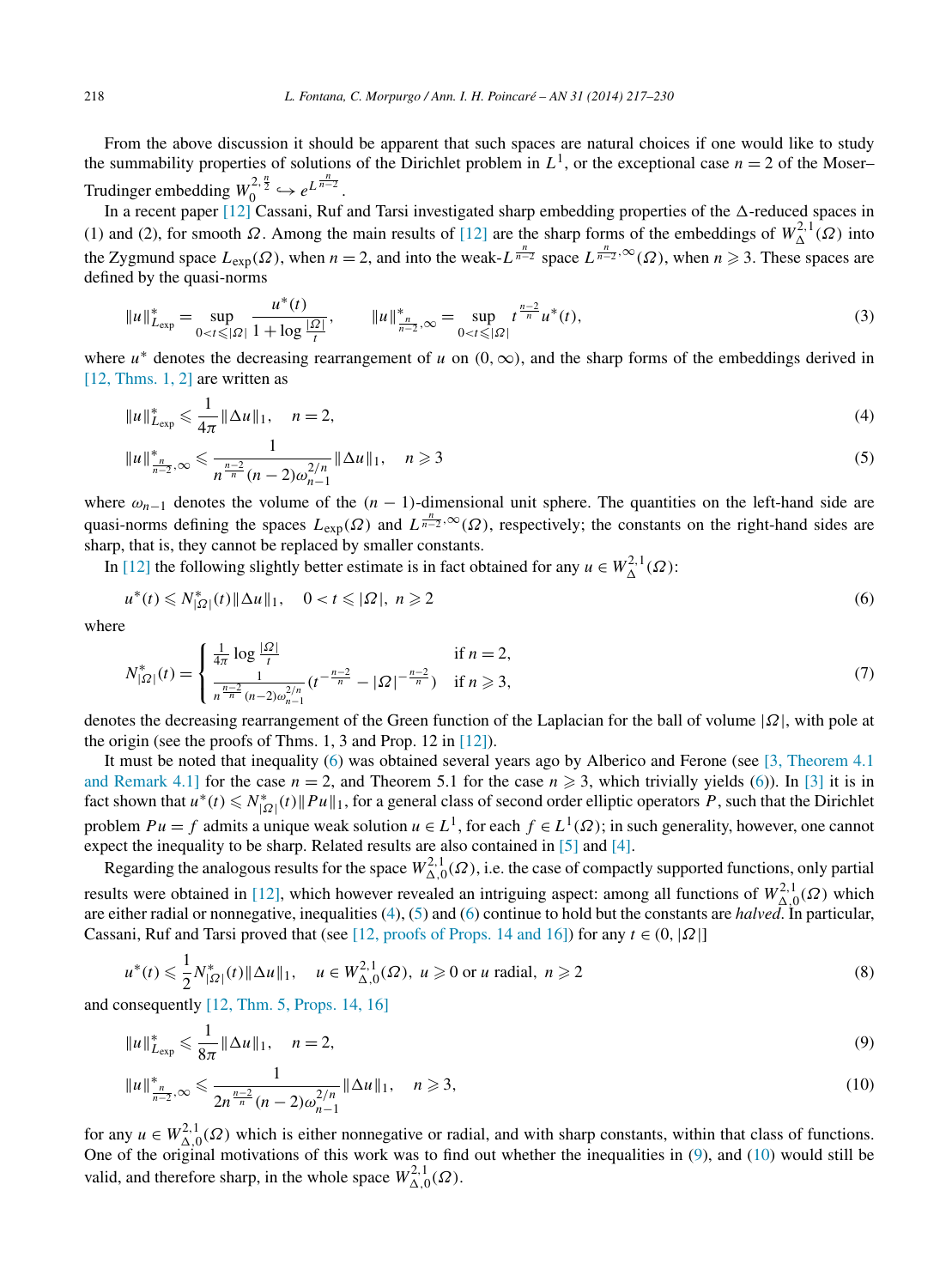From the above discussion it should be apparent that such spaces are natural choices if one would like to study the summability properties of solutions of the Dirichlet problem in $L^1$, or the exceptional case $n=2$ of the Moser–Trudinger embedding $W_0^{2,\frac{n}{2}} \hookrightarrow e^{L^{\frac{n}{n-2}}}$.

In a recent paper [12] Cassani, Ruf and Tarsi investigated sharp embedding properties of the $\Delta$-reduced spaces in (1) and (2), for smooth $\Omega$. Among the main results of [12] are the sharp forms of the embeddings of $W_\Delta^{2,1}(\Omega)$ into the Zygmund space $L_{\exp}(\Omega)$, when $n=2$, and into the weak-$L^{\frac{n}{n-2}}$ space $L^{\frac{n}{n-2},\infty}(\Omega)$, when $n \geqslant 3$. These spaces are defined by the quasi-norms

$$\|u\|^*_{L_{\exp}} = \sup_{0<t\leqslant|\Omega|} \frac{u^*(t)}{1+\log\frac{|\Omega|}{t}}, \qquad \|u\|^*_{\frac{n}{n-2},\infty} = \sup_{0<t\leqslant|\Omega|} t^{\frac{n-2}{n}} u^*(t), \tag{3}$$

where $u^*$ denotes the decreasing rearrangement of $u$ on $(0,\infty)$, and the sharp forms of the embeddings derived in [12, Thms. 1, 2] are written as

$$\|u\|^*_{L_{\exp}} \leqslant \frac{1}{4\pi}\|\Delta u\|_1, \quad n=2, \tag{4}$$

$$\|u\|^*_{\frac{n}{n-2},\infty} \leqslant \frac{1}{n^{\frac{n-2}{n}}(n-2)\omega_{n-1}^{2/n}}\|\Delta u\|_1, \quad n\geqslant 3 \tag{5}$$

where $\omega_{n-1}$ denotes the volume of the $(n-1)$-dimensional unit sphere. The quantities on the left-hand side are quasi-norms defining the spaces $L_{\exp}(\Omega)$ and $L^{\frac{n}{n-2},\infty}(\Omega)$, respectively; the constants on the right-hand sides are sharp, that is, they cannot be replaced by smaller constants.

In [12] the following slightly better estimate is in fact obtained for any $u \in W_\Delta^{2,1}(\Omega)$:

$$u^*(t) \leqslant N^*_{|\Omega|}(t)\|\Delta u\|_1, \quad 0<t\leqslant|\Omega|,\ n\geqslant 2 \tag{6}$$

where

$$N^*_{|\Omega|}(t) = \begin{cases} \frac{1}{4\pi}\log\frac{|\Omega|}{t} & \text{if } n=2, \\ \frac{1}{n^{\frac{n-2}{n}}(n-2)\omega_{n-1}^{2/n}}\left(t^{-\frac{n-2}{n}} - |\Omega|^{-\frac{n-2}{n}}\right) & \text{if } n\geqslant 3, \end{cases} \tag{7}$$

denotes the decreasing rearrangement of the Green function of the Laplacian for the ball of volume $|\Omega|$, with pole at the origin (see the proofs of Thms. 1, 3 and Prop. 12 in [12]).

It must be noted that inequality (6) was obtained several years ago by Alberico and Ferone (see [3, Theorem 4.1 and Remark 4.1] for the case $n=2$, and Theorem 5.1 for the case $n\geqslant 3$, which trivially yields (6)). In [3] it is in fact shown that $u^*(t) \leqslant N^*_{|\Omega|}(t)\|Pu\|_1$, for a general class of second order elliptic operators $P$, such that the Dirichlet problem $Pu=f$ admits a unique weak solution $u \in L^1$, for each $f \in L^1(\Omega)$; in such generality, however, one cannot expect the inequality to be sharp. Related results are also contained in [5] and [4].

Regarding the analogous results for the space $W_{\Delta,0}^{2,1}(\Omega)$, i.e. the case of compactly supported functions, only partial results were obtained in [12], which however revealed an intriguing aspect: among all functions of $W_{\Delta,0}^{2,1}(\Omega)$ which are either radial or nonnegative, inequalities (4), (5) and (6) continue to hold but the constants are *halved*. In particular, Cassani, Ruf and Tarsi proved that (see [12, proofs of Props. 14 and 16]) for any $t \in (0,|\Omega|]$

$$u^*(t) \leqslant \frac{1}{2}N^*_{|\Omega|}(t)\|\Delta u\|_1, \quad u \in W_{\Delta,0}^{2,1}(\Omega),\ u\geqslant 0 \text{ or } u \text{ radial},\ n\geqslant 2 \tag{8}$$

and consequently [12, Thm. 5, Props. 14, 16]

$$\|u\|^*_{L_{\exp}} \leqslant \frac{1}{8\pi}\|\Delta u\|_1, \quad n=2, \tag{9}$$

$$\|u\|^*_{\frac{n}{n-2},\infty} \leqslant \frac{1}{2n^{\frac{n-2}{n}}(n-2)\omega_{n-1}^{2/n}}\|\Delta u\|_1, \quad n\geqslant 3, \tag{10}$$

for any $u \in W_{\Delta,0}^{2,1}(\Omega)$ which is either nonnegative or radial, and with sharp constants, within that class of functions. One of the original motivations of this work was to find out whether the inequalities in (9), and (10) would still be valid, and therefore sharp, in the whole space $W_{\Delta,0}^{2,1}(\Omega)$.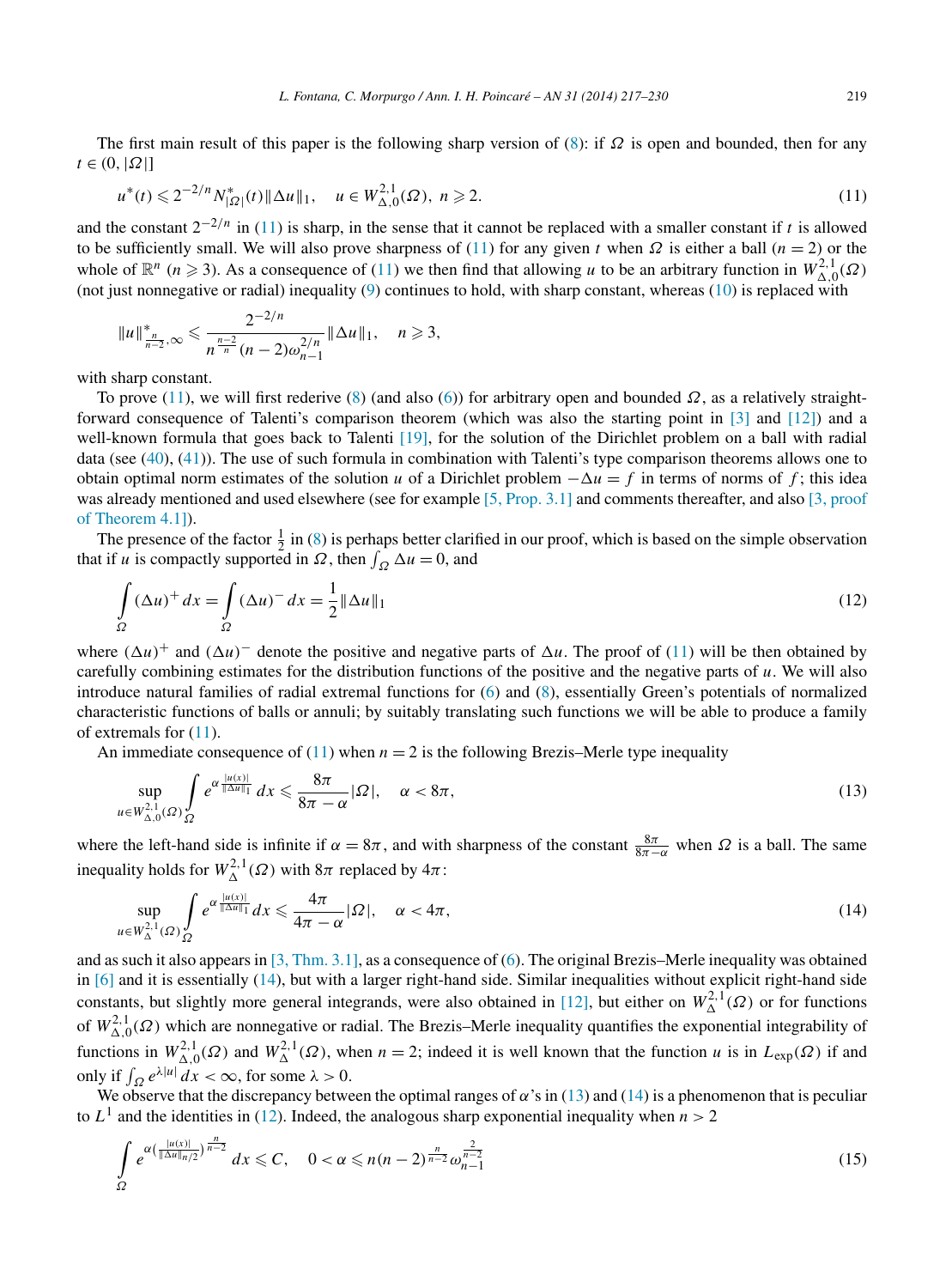The first main result of this paper is the following sharp version of (8): if $\Omega$ is open and bounded, then for any $t \in (0, |\Omega|]$

$$u^*(t) \leqslant 2^{-2/n} N^*_{|\Omega|}(t)\|\Delta u\|_1, \quad u \in W^{2,1}_{\Delta,0}(\Omega),\ n \geqslant 2. \tag{11}$$

and the constant $2^{-2/n}$ in (11) is sharp, in the sense that it cannot be replaced with a smaller constant if $t$ is allowed to be sufficiently small. We will also prove sharpness of (11) for any given $t$ when $\Omega$ is either a ball ($n = 2$) or the whole of $\mathbb{R}^n$ ($n \geqslant 3$). As a consequence of (11) we then find that allowing $u$ to be an arbitrary function in $W^{2,1}_{\Delta,0}(\Omega)$ (not just nonnegative or radial) inequality (9) continues to hold, with sharp constant, whereas (10) is replaced with

$$\|u\|^*_{\frac{n}{n-2},\infty} \leqslant \frac{2^{-2/n}}{n^{\frac{n-2}{n}}(n-2)\omega_{n-1}^{2/n}}\|\Delta u\|_1, \quad n \geqslant 3,$$

with sharp constant.

To prove (11), we will first rederive (8) (and also (6)) for arbitrary open and bounded $\Omega$, as a relatively straightforward consequence of Talenti's comparison theorem (which was also the starting point in [3] and [12]) and a well-known formula that goes back to Talenti [19], for the solution of the Dirichlet problem on a ball with radial data (see (40), (41)). The use of such formula in combination with Talenti's type comparison theorems allows one to obtain optimal norm estimates of the solution $u$ of a Dirichlet problem $-\Delta u = f$ in terms of norms of $f$; this idea was already mentioned and used elsewhere (see for example [5, Prop. 3.1] and comments thereafter, and also [3, proof of Theorem 4.1]).

The presence of the factor $\frac{1}{2}$ in (8) is perhaps better clarified in our proof, which is based on the simple observation that if $u$ is compactly supported in $\Omega$, then $\int_\Omega \Delta u = 0$, and

$$\int\limits_\Omega (\Delta u)^+\,dx = \int\limits_\Omega (\Delta u)^-\,dx = \frac{1}{2}\|\Delta u\|_1 \tag{12}$$

where $(\Delta u)^+$ and $(\Delta u)^-$ denote the positive and negative parts of $\Delta u$. The proof of (11) will be then obtained by carefully combining estimates for the distribution functions of the positive and the negative parts of $u$. We will also introduce natural families of radial extremal functions for (6) and (8), essentially Green's potentials of normalized characteristic functions of balls or annuli; by suitably translating such functions we will be able to produce a family of extremals for (11).

An immediate consequence of (11) when $n = 2$ is the following Brezis–Merle type inequality

$$\sup_{u \in W^{2,1}_{\Delta,0}(\Omega)} \int\limits_\Omega e^{\alpha \frac{|u(x)|}{\|\Delta u\|_1}}\,dx \leqslant \frac{8\pi}{8\pi - \alpha}|\Omega|, \quad \alpha < 8\pi, \tag{13}$$

where the left-hand side is infinite if $\alpha = 8\pi$, and with sharpness of the constant $\frac{8\pi}{8\pi-\alpha}$ when $\Omega$ is a ball. The same inequality holds for $W^{2,1}_\Delta(\Omega)$ with $8\pi$ replaced by $4\pi$:

$$\sup_{u \in W^{2,1}_{\Delta}(\Omega)} \int\limits_\Omega e^{\alpha \frac{|u(x)|}{\|\Delta u\|_1}}\,dx \leqslant \frac{4\pi}{4\pi - \alpha}|\Omega|, \quad \alpha < 4\pi, \tag{14}$$

and as such it also appears in [3, Thm. 3.1], as a consequence of (6). The original Brezis–Merle inequality was obtained in [6] and it is essentially (14), but with a larger right-hand side. Similar inequalities without explicit right-hand side constants, but slightly more general integrands, were also obtained in [12], but either on $W^{2,1}_\Delta(\Omega)$ or for functions of $W^{2,1}_{\Delta,0}(\Omega)$ which are nonnegative or radial. The Brezis–Merle inequality quantifies the exponential integrability of functions in $W^{2,1}_{\Delta,0}(\Omega)$ and $W^{2,1}_\Delta(\Omega)$, when $n = 2$; indeed it is well known that the function $u$ is in $L_{\exp}(\Omega)$ if and only if $\int_\Omega e^{\lambda|u|}\,dx < \infty$, for some $\lambda > 0$.

We observe that the discrepancy between the optimal ranges of $\alpha$'s in (13) and (14) is a phenomenon that is peculiar to $L^1$ and the identities in (12). Indeed, the analogous sharp exponential inequality when $n > 2$

$$\int\limits_\Omega e^{\alpha\left(\frac{|u(x)|}{\|\Delta u\|_{n/2}}\right)^{\frac{n}{n-2}}}\,dx \leqslant C, \quad 0 < \alpha \leqslant n(n-2)^{\frac{n}{n-2}}\omega_{n-1}^{\frac{2}{n-2}} \tag{15}$$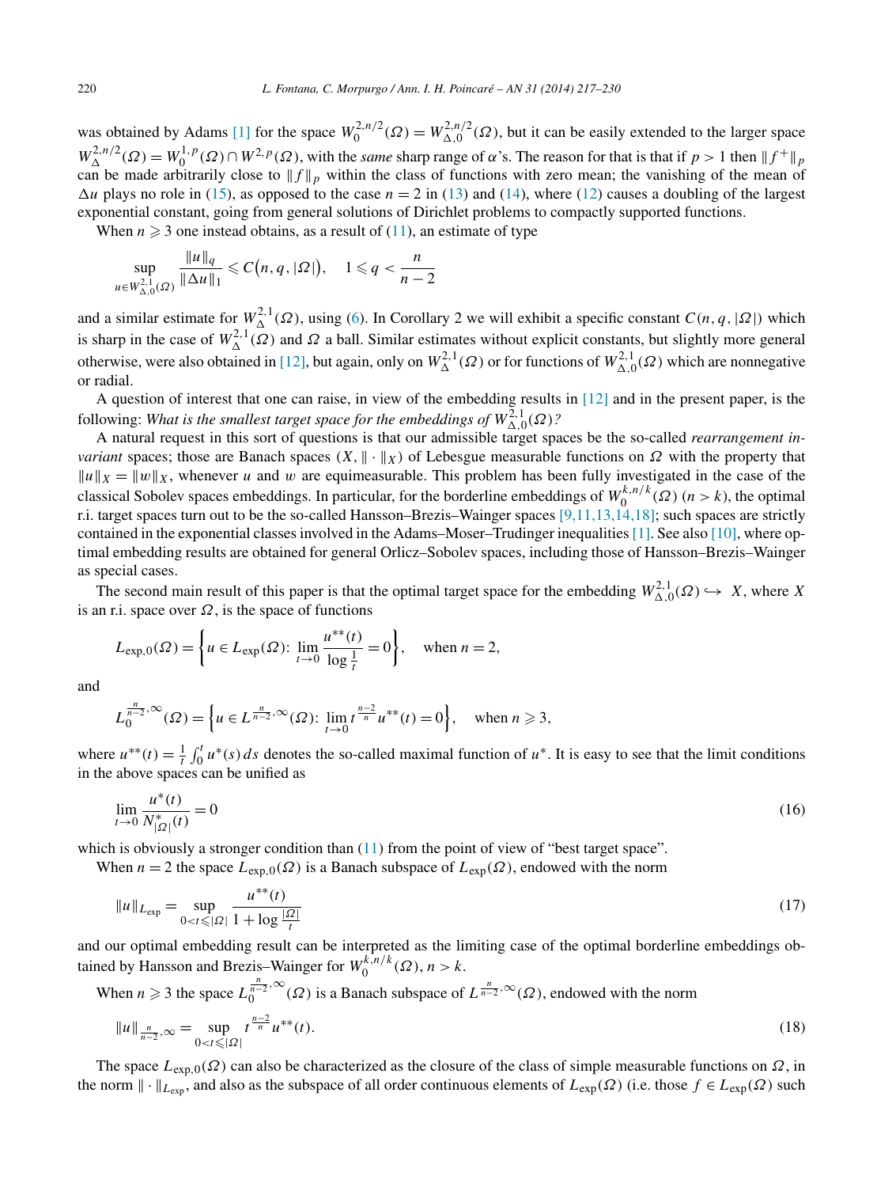was obtained by Adams [1] for the space $W_0^{2,n/2}(\Omega) = W_{\Delta,0}^{2,n/2}(\Omega)$, but it can be easily extended to the larger space $W_\Delta^{2,n/2}(\Omega) = W_0^{1,p}(\Omega) \cap W^{2,p}(\Omega)$, with the *same* sharp range of $\alpha$'s. The reason for that is that if $p > 1$ then $\|f^+\|_p$ can be made arbitrarily close to $\|f\|_p$ within the class of functions with zero mean; the vanishing of the mean of $\Delta u$ plays no role in (15), as opposed to the case $n = 2$ in (13) and (14), where (12) causes a doubling of the largest exponential constant, going from general solutions of Dirichlet problems to compactly supported functions.

When $n \geqslant 3$ one instead obtains, as a result of (11), an estimate of type

$$\sup_{u \in W_{\Delta,0}^{2,1}(\Omega)} \frac{\|u\|_q}{\|\Delta u\|_1} \leqslant C\big(n, q, |\Omega|\big), \quad 1 \leqslant q < \frac{n}{n-2}$$

and a similar estimate for $W_\Delta^{2,1}(\Omega)$, using (6). In Corollary 2 we will exhibit a specific constant $C(n, q, |\Omega|)$ which is sharp in the case of $W_\Delta^{2,1}(\Omega)$ and $\Omega$ a ball. Similar estimates without explicit constants, but slightly more general otherwise, were also obtained in [12], but again, only on $W_\Delta^{2,1}(\Omega)$ or for functions of $W_{\Delta,0}^{2,1}(\Omega)$ which are nonnegative or radial.

A question of interest that one can raise, in view of the embedding results in [12] and in the present paper, is the following: *What is the smallest target space for the embeddings of $W_{\Delta,0}^{2,1}(\Omega)$?*

A natural request in this sort of questions is that our admissible target spaces be the so-called *rearrangement invariant* spaces; those are Banach spaces $(X, \|\cdot\|_X)$ of Lebesgue measurable functions on $\Omega$ with the property that $\|u\|_X = \|w\|_X$, whenever $u$ and $w$ are equimeasurable. This problem has been fully investigated in the case of the classical Sobolev spaces embeddings. In particular, for the borderline embeddings of $W_0^{k,n/k}(\Omega)$ $(n > k)$, the optimal r.i. target spaces turn out to be the so-called Hansson–Brezis–Wainger spaces [9,11,13,14,18]; such spaces are strictly contained in the exponential classes involved in the Adams–Moser–Trudinger inequalities [1]. See also [10], where optimal embedding results are obtained for general Orlicz–Sobolev spaces, including those of Hansson–Brezis–Wainger as special cases.

The second main result of this paper is that the optimal target space for the embedding $W_{\Delta,0}^{2,1}(\Omega) \hookrightarrow X$, where $X$ is an r.i. space over $\Omega$, is the space of functions

$$L_{\exp,0}(\Omega) = \left\{ u \in L_{\exp}(\Omega)\colon \lim_{t \to 0} \frac{u^{**}(t)}{\log \frac{1}{t}} = 0 \right\}, \quad \text{when } n = 2,$$

and

$$L_0^{\frac{n}{n-2},\infty}(\Omega) = \left\{ u \in L^{\frac{n}{n-2},\infty}(\Omega)\colon \lim_{t \to 0} t^{\frac{n-2}{n}} u^{**}(t) = 0 \right\}, \quad \text{when } n \geqslant 3,$$

where $u^{**}(t) = \frac{1}{t}\int_0^t u^*(s)\,ds$ denotes the so-called maximal function of $u^*$. It is easy to see that the limit conditions in the above spaces can be unified as

$$\lim_{t \to 0} \frac{u^*(t)}{N_{|\Omega|}^*(t)} = 0 \tag{16}$$

which is obviously a stronger condition than (11) from the point of view of "best target space".

When $n = 2$ the space $L_{\exp,0}(\Omega)$ is a Banach subspace of $L_{\exp}(\Omega)$, endowed with the norm

$$\|u\|_{L_{\exp}} = \sup_{0 < t \leqslant |\Omega|} \frac{u^{**}(t)}{1 + \log \frac{|\Omega|}{t}} \tag{17}$$

and our optimal embedding result can be interpreted as the limiting case of the optimal borderline embeddings obtained by Hansson and Brezis–Wainger for $W_0^{k,n/k}(\Omega)$, $n > k$.

When $n \geqslant 3$ the space $L_0^{\frac{n}{n-2},\infty}(\Omega)$ is a Banach subspace of $L^{\frac{n}{n-2},\infty}(\Omega)$, endowed with the norm

$$\|u\|_{\frac{n}{n-2},\infty} = \sup_{0 < t \leqslant |\Omega|} t^{\frac{n-2}{n}} u^{**}(t). \tag{18}$$

The space $L_{\exp,0}(\Omega)$ can also be characterized as the closure of the class of simple measurable functions on $\Omega$, in the norm $\|\cdot\|_{L_{\exp}}$, and also as the subspace of all order continuous elements of $L_{\exp}(\Omega)$ (i.e. those $f \in L_{\exp}(\Omega)$ such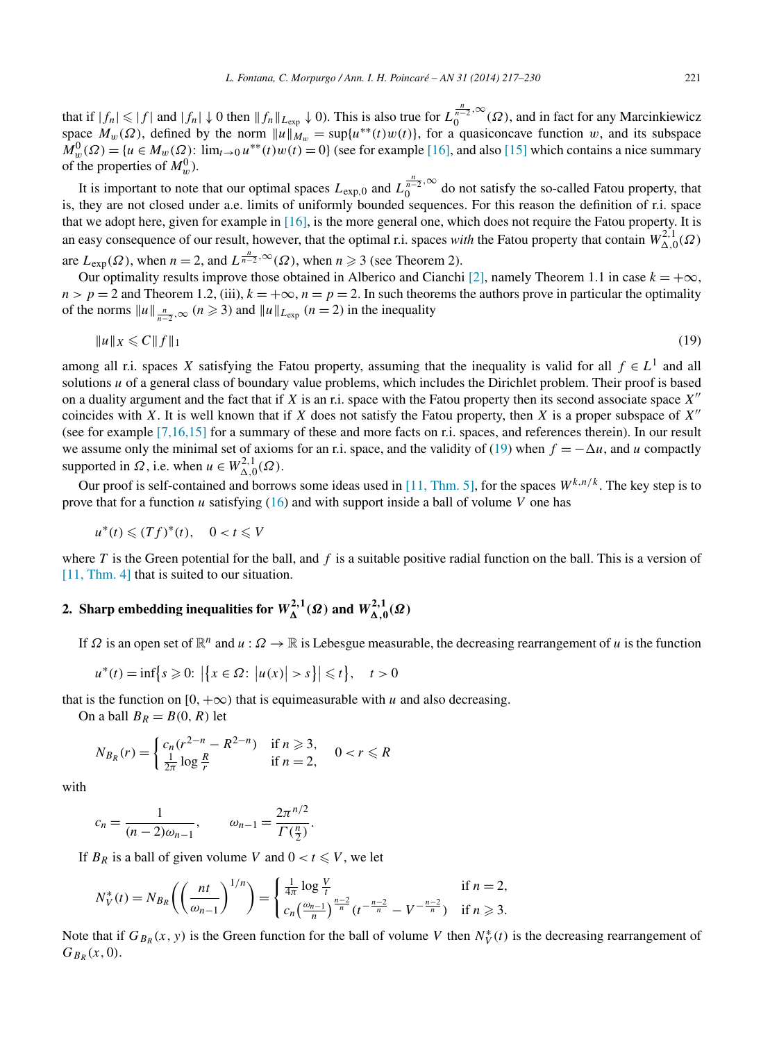that if $|f_n| \leqslant |f|$ and $|f_n| \downarrow 0$ then $\|f_n\|_{L_{\exp}} \downarrow 0$). This is also true for $L_0^{\frac{n}{n-2},\infty}(\Omega)$, and in fact for any Marcinkiewicz space $M_w(\Omega)$, defined by the norm $\|u\|_{M_w} = \sup\{u^{**}(t)w(t)\}$, for a quasiconcave function $w$, and its subspace $M_w^0(\Omega) = \{u \in M_w(\Omega)\colon \lim_{t\to 0} u^{**}(t)w(t) = 0\}$ (see for example [16], and also [15] which contains a nice summary of the properties of $M_w^0$).

It is important to note that our optimal spaces $L_{\exp,0}$ and $L_0^{\frac{n}{n-2},\infty}$ do not satisfy the so-called Fatou property, that is, they are not closed under a.e. limits of uniformly bounded sequences. For this reason the definition of r.i. space that we adopt here, given for example in [16], is the more general one, which does not require the Fatou property. It is an easy consequence of our result, however, that the optimal r.i. spaces *with* the Fatou property that contain $W_{\Delta,0}^{2,1}(\Omega)$ are $L_{\exp}(\Omega)$, when $n = 2$, and $L^{\frac{n}{n-2},\infty}(\Omega)$, when $n \geqslant 3$ (see Theorem 2).

Our optimality results improve those obtained in Alberico and Cianchi [2], namely Theorem 1.1 in case $k = +\infty$, $n > p = 2$ and Theorem 1.2, (iii), $k = +\infty$, $n = p = 2$. In such theorems the authors prove in particular the optimality of the norms $\|u\|_{\frac{n}{n-2},\infty}$ ($n \geqslant 3$) and $\|u\|_{L_{\exp}}$ ($n = 2$) in the inequality

$$\|u\|_X \leqslant C\|f\|_1 \tag{19}$$

among all r.i. spaces $X$ satisfying the Fatou property, assuming that the inequality is valid for all $f \in L^1$ and all solutions $u$ of a general class of boundary value problems, which includes the Dirichlet problem. Their proof is based on a duality argument and the fact that if $X$ is an r.i. space with the Fatou property then its second associate space $X''$ coincides with $X$. It is well known that if $X$ does not satisfy the Fatou property, then $X$ is a proper subspace of $X''$ (see for example [7,16,15] for a summary of these and more facts on r.i. spaces, and references therein). In our result we assume only the minimal set of axioms for an r.i. space, and the validity of (19) when $f = -\Delta u$, and $u$ compactly supported in $\Omega$, i.e. when $u \in W_{\Delta,0}^{2,1}(\Omega)$.

Our proof is self-contained and borrows some ideas used in [11, Thm. 5], for the spaces $W^{k,n/k}$. The key step is to prove that for a function $u$ satisfying (16) and with support inside a ball of volume $V$ one has

$$u^*(t) \leqslant (Tf)^*(t), \quad 0 < t \leqslant V$$

where $T$ is the Green potential for the ball, and $f$ is a suitable positive radial function on the ball. This is a version of [11, Thm. 4] that is suited to our situation.

## 2. Sharp embedding inequalities for $W_\Delta^{2,1}(\Omega)$ and $W_{\Delta,0}^{2,1}(\Omega)$

If $\Omega$ is an open set of $\mathbb{R}^n$ and $u : \Omega \to \mathbb{R}$ is Lebesgue measurable, the decreasing rearrangement of $u$ is the function

$$u^*(t) = \inf\{s \geqslant 0\colon \left|\{x \in \Omega\colon |u(x)| > s\}\right| \leqslant t\}, \quad t > 0$$

that is the function on $[0, +\infty)$ that is equimeasurable with $u$ and also decreasing.

On a ball $B_R = B(0, R)$ let

$$N_{B_R}(r) = \begin{cases} c_n(r^{2-n} - R^{2-n}) & \text{if } n \geqslant 3, \\ \frac{1}{2\pi}\log\frac{R}{r} & \text{if } n = 2, \end{cases} \quad 0 < r \leqslant R$$

with

$$c_n = \frac{1}{(n-2)\omega_{n-1}}, \qquad \omega_{n-1} = \frac{2\pi^{n/2}}{\Gamma(\frac{n}{2})}.$$

If $B_R$ is a ball of given volume $V$ and $0 < t \leqslant V$, we let

$$N_V^*(t) = N_{B_R}\left(\left(\frac{nt}{\omega_{n-1}}\right)^{1/n}\right) = \begin{cases} \frac{1}{4\pi}\log\frac{V}{t} & \text{if } n = 2, \\ c_n\left(\frac{\omega_{n-1}}{n}\right)^{\frac{n-2}{n}}\left(t^{-\frac{n-2}{n}} - V^{-\frac{n-2}{n}}\right) & \text{if } n \geqslant 3. \end{cases}$$

Note that if $G_{B_R}(x, y)$ is the Green function for the ball of volume $V$ then $N_V^*(t)$ is the decreasing rearrangement of $G_{B_R}(x, 0)$.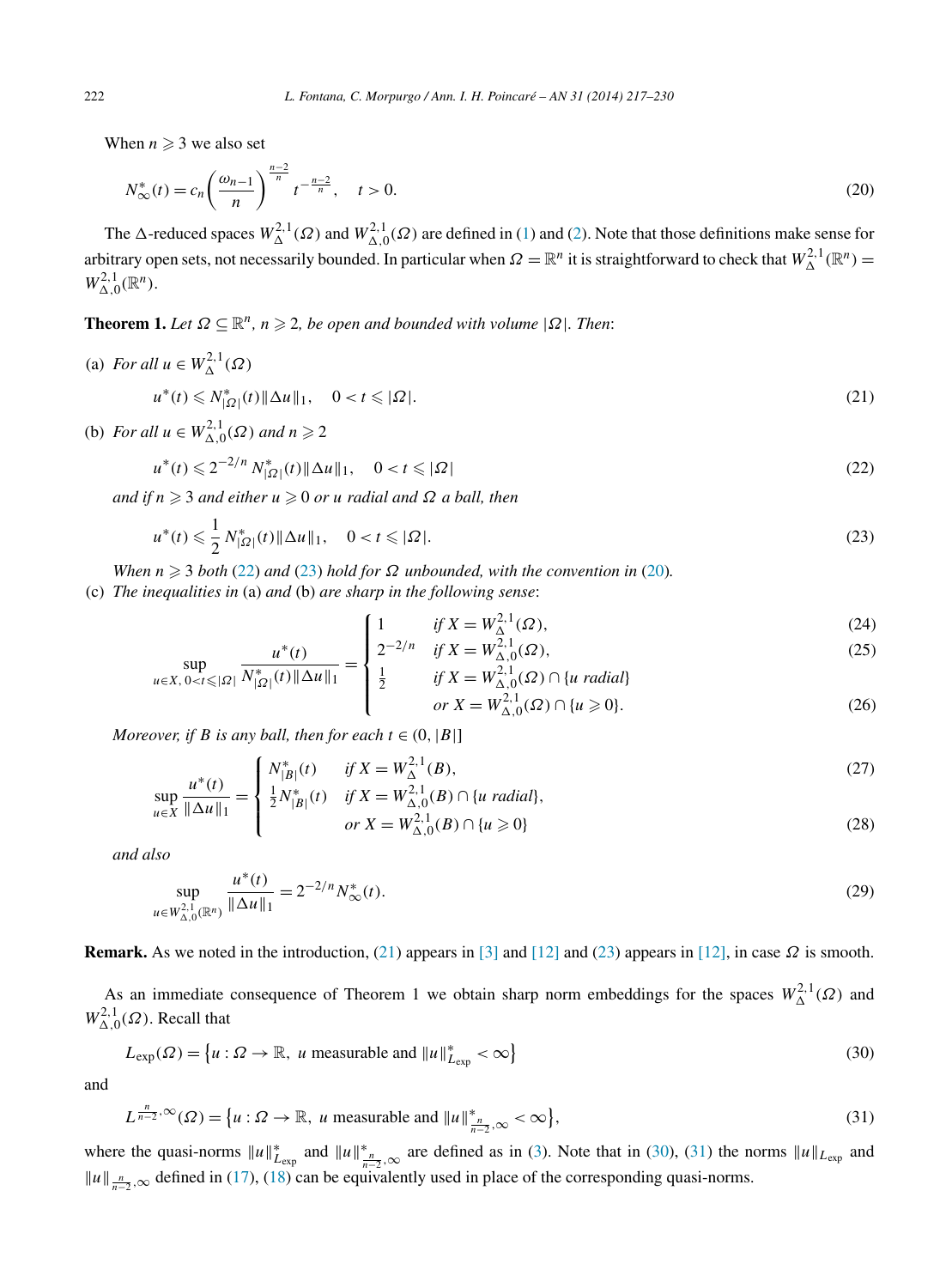When $n \geqslant 3$ we also set

$$N^*_\infty(t) = c_n \left(\frac{\omega_{n-1}}{n}\right)^{\frac{n-2}{n}} t^{-\frac{n-2}{n}}, \quad t > 0. \tag{20}$$

The $\Delta$-reduced spaces $W^{2,1}_\Delta(\Omega)$ and $W^{2,1}_{\Delta,0}(\Omega)$ are defined in (1) and (2). Note that those definitions make sense for arbitrary open sets, not necessarily bounded. In particular when $\Omega = \mathbb{R}^n$ it is straightforward to check that $W^{2,1}_\Delta(\mathbb{R}^n) = W^{2,1}_{\Delta,0}(\mathbb{R}^n)$.

**Theorem 1.** *Let $\Omega \subseteq \mathbb{R}^n$, $n \geqslant 2$, be open and bounded with volume $|\Omega|$. Then*:

(a) *For all $u \in W^{2,1}_\Delta(\Omega)$*

$$u^*(t) \leqslant N^*_{|\Omega|}(t)\|\Delta u\|_1, \quad 0 < t \leqslant |\Omega|. \tag{21}$$

(b) *For all $u \in W^{2,1}_{\Delta,0}(\Omega)$ and $n \geqslant 2$*

$$u^*(t) \leqslant 2^{-2/n}\, N^*_{|\Omega|}(t)\|\Delta u\|_1, \quad 0 < t \leqslant |\Omega| \tag{22}$$

*and if $n \geqslant 3$ and either $u \geqslant 0$ or $u$ radial and $\Omega$ a ball, then*

$$u^*(t) \leqslant \frac{1}{2}\, N^*_{|\Omega|}(t)\|\Delta u\|_1, \quad 0 < t \leqslant |\Omega|. \tag{23}$$

*When $n \geqslant 3$ both (22) and (23) hold for $\Omega$ unbounded, with the convention in (20).*

(c) *The inequalities in* (a) *and* (b) *are sharp in the following sense*:

$$\sup_{u \in X,\, 0<t\leqslant|\Omega|} \frac{u^*(t)}{N^*_{|\Omega|}(t)\|\Delta u\|_1} = \begin{cases} 1 & \text{if } X = W^{2,1}_\Delta(\Omega), \quad (24)\\ 2^{-2/n} & \text{if } X = W^{2,1}_{\Delta,0}(\Omega), \quad (25)\\ \frac{1}{2} & \text{if } X = W^{2,1}_{\Delta,0}(\Omega) \cap \{u \text{ radial}\} \\ & \text{or } X = W^{2,1}_{\Delta,0}(\Omega) \cap \{u \geqslant 0\}. \quad (26) \end{cases}$$

*Moreover, if $B$ is any ball, then for each $t \in (0, |B|]$*

$$\sup_{u \in X} \frac{u^*(t)}{\|\Delta u\|_1} = \begin{cases} N^*_{|B|}(t) & \text{if } X = W^{2,1}_\Delta(B), \quad (27)\\ \frac{1}{2} N^*_{|B|}(t) & \text{if } X = W^{2,1}_{\Delta,0}(B) \cap \{u \text{ radial}\}, \\ & \text{or } X = W^{2,1}_{\Delta,0}(B) \cap \{u \geqslant 0\} \quad (28) \end{cases}$$

*and also*

$$\sup_{u \in W^{2,1}_{\Delta,0}(\mathbb{R}^n)} \frac{u^*(t)}{\|\Delta u\|_1} = 2^{-2/n} N^*_\infty(t). \tag{29}$$

**Remark.** As we noted in the introduction, (21) appears in [3] and [12] and (23) appears in [12], in case $\Omega$ is smooth.

As an immediate consequence of Theorem 1 we obtain sharp norm embeddings for the spaces $W^{2,1}_\Delta(\Omega)$ and $W^{2,1}_{\Delta,0}(\Omega)$. Recall that

$$L_{\exp}(\Omega) = \left\{u : \Omega \to \mathbb{R},\ u \text{ measurable and } \|u\|^*_{L_{\exp}} < \infty\right\} \tag{30}$$

and

$$L^{\frac{n}{n-2},\infty}(\Omega) = \left\{u : \Omega \to \mathbb{R},\ u \text{ measurable and } \|u\|^*_{\frac{n}{n-2},\infty} < \infty\right\}, \tag{31}$$

where the quasi-norms $\|u\|^*_{L_{\exp}}$ and $\|u\|^*_{\frac{n}{n-2},\infty}$ are defined as in (3). Note that in (30), (31) the norms $\|u\|_{L_{\exp}}$ and $\|u\|_{\frac{n}{n-2},\infty}$ defined in (17), (18) can be equivalently used in place of the corresponding quasi-norms.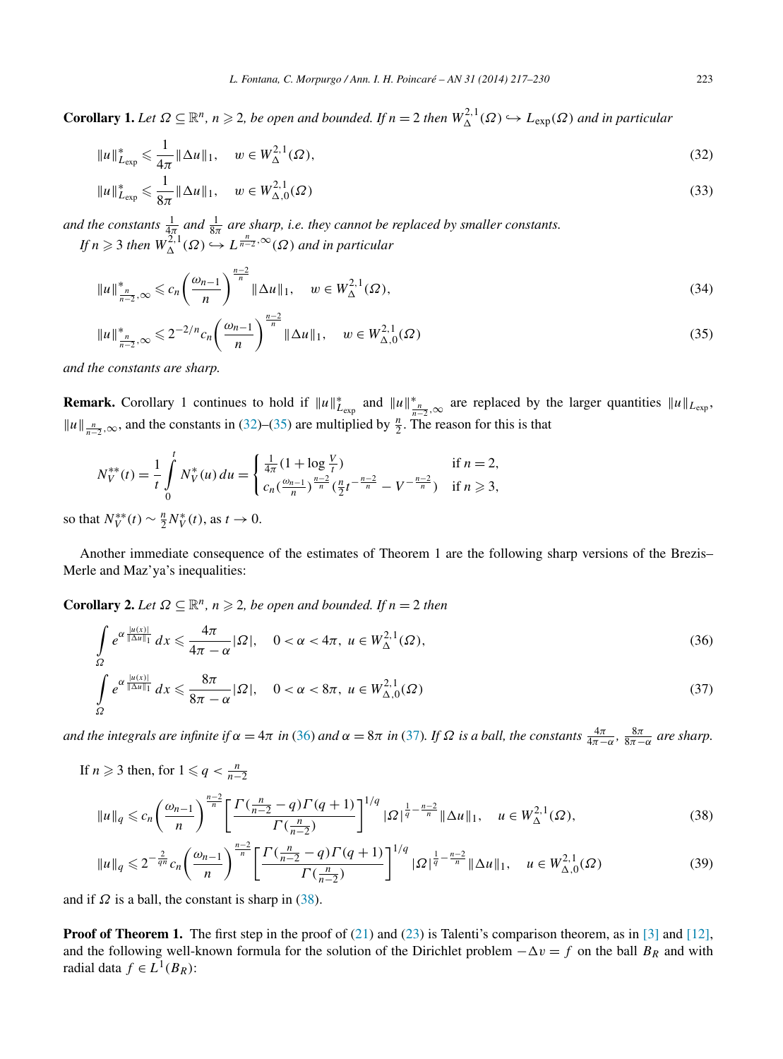**Corollary 1.** *Let $\Omega \subseteq \mathbb{R}^n$, $n \geqslant 2$, be open and bounded. If $n = 2$ then $W^{2,1}_\Delta(\Omega) \hookrightarrow L_{\exp}(\Omega)$ and in particular*

$$\|u\|^*_{L_{\exp}} \leqslant \frac{1}{4\pi}\|\Delta u\|_1, \quad w \in W^{2,1}_\Delta(\Omega), \tag{32}$$

$$\|u\|^*_{L_{\exp}} \leqslant \frac{1}{8\pi}\|\Delta u\|_1, \quad w \in W^{2,1}_{\Delta,0}(\Omega) \tag{33}$$

*and the constants $\frac{1}{4\pi}$ and $\frac{1}{8\pi}$ are sharp, i.e. they cannot be replaced by smaller constants.*

*If $n \geqslant 3$ then $W^{2,1}_\Delta(\Omega) \hookrightarrow L^{\frac{n}{n-2},\infty}(\Omega)$ and in particular*

$$\|u\|^*_{\frac{n}{n-2},\infty} \leqslant c_n\left(\frac{\omega_{n-1}}{n}\right)^{\frac{n-2}{n}}\|\Delta u\|_1, \quad w \in W^{2,1}_\Delta(\Omega), \tag{34}$$

$$\|u\|^*_{\frac{n}{n-2},\infty} \leqslant 2^{-2/n}c_n\left(\frac{\omega_{n-1}}{n}\right)^{\frac{n-2}{n}}\|\Delta u\|_1, \quad w \in W^{2,1}_{\Delta,0}(\Omega) \tag{35}$$

*and the constants are sharp.*

**Remark.** Corollary 1 continues to hold if $\|u\|^*_{L_{\exp}}$ and $\|u\|^*_{\frac{n}{n-2},\infty}$ are replaced by the larger quantities $\|u\|_{L_{\exp}}$, $\|u\|_{\frac{n}{n-2},\infty}$, and the constants in (32)–(35) are multiplied by $\frac{n}{2}$. The reason for this is that

$$N_V^{**}(t) = \frac{1}{t}\int_0^t N_V^*(u)\,du = \begin{cases} \frac{1}{4\pi}(1 + \log\frac{V}{t}) & \text{if } n = 2, \\ c_n(\frac{\omega_{n-1}}{n})^{\frac{n-2}{n}}(\frac{n}{2}t^{-\frac{n-2}{n}} - V^{-\frac{n-2}{n}}) & \text{if } n \geqslant 3, \end{cases}$$

so that $N_V^{**}(t) \sim \frac{n}{2}N_V^*(t)$, as $t \to 0$.

Another immediate consequence of the estimates of Theorem 1 are the following sharp versions of the Brezis–Merle and Maz'ya's inequalities:

**Corollary 2.** *Let $\Omega \subseteq \mathbb{R}^n$, $n \geqslant 2$, be open and bounded. If $n = 2$ then*

$$\int_\Omega e^{\alpha\frac{|u(x)|}{\|\Delta u\|_1}}\,dx \leqslant \frac{4\pi}{4\pi - \alpha}|\Omega|, \quad 0 < \alpha < 4\pi,\ u \in W^{2,1}_\Delta(\Omega), \tag{36}$$

$$\int_\Omega e^{\alpha\frac{|u(x)|}{\|\Delta u\|_1}}\,dx \leqslant \frac{8\pi}{8\pi - \alpha}|\Omega|, \quad 0 < \alpha < 8\pi,\ u \in W^{2,1}_{\Delta,0}(\Omega) \tag{37}$$

*and the integrals are infinite if $\alpha = 4\pi$ in (36) and $\alpha = 8\pi$ in (37). If $\Omega$ is a ball, the constants $\frac{4\pi}{4\pi-\alpha}$, $\frac{8\pi}{8\pi-\alpha}$ are sharp.*

If $n \geqslant 3$ then, for $1 \leqslant q < \frac{n}{n-2}$

$$\|u\|_q \leqslant c_n\left(\frac{\omega_{n-1}}{n}\right)^{\frac{n-2}{n}}\left[\frac{\Gamma(\frac{n}{n-2} - q)\Gamma(q+1)}{\Gamma(\frac{n}{n-2})}\right]^{1/q}|\Omega|^{\frac{1}{q}-\frac{n-2}{n}}\|\Delta u\|_1, \quad u \in W^{2,1}_\Delta(\Omega), \tag{38}$$

$$\|u\|_q \leqslant 2^{-\frac{2}{qn}}c_n\left(\frac{\omega_{n-1}}{n}\right)^{\frac{n-2}{n}}\left[\frac{\Gamma(\frac{n}{n-2} - q)\Gamma(q+1)}{\Gamma(\frac{n}{n-2})}\right]^{1/q}|\Omega|^{\frac{1}{q}-\frac{n-2}{n}}\|\Delta u\|_1, \quad u \in W^{2,1}_{\Delta,0}(\Omega) \tag{39}$$

and if $\Omega$ is a ball, the constant is sharp in (38).

**Proof of Theorem 1.** The first step in the proof of (21) and (23) is Talenti's comparison theorem, as in [3] and [12], and the following well-known formula for the solution of the Dirichlet problem $-\Delta v = f$ on the ball $B_R$ and with radial data $f \in L^1(B_R)$: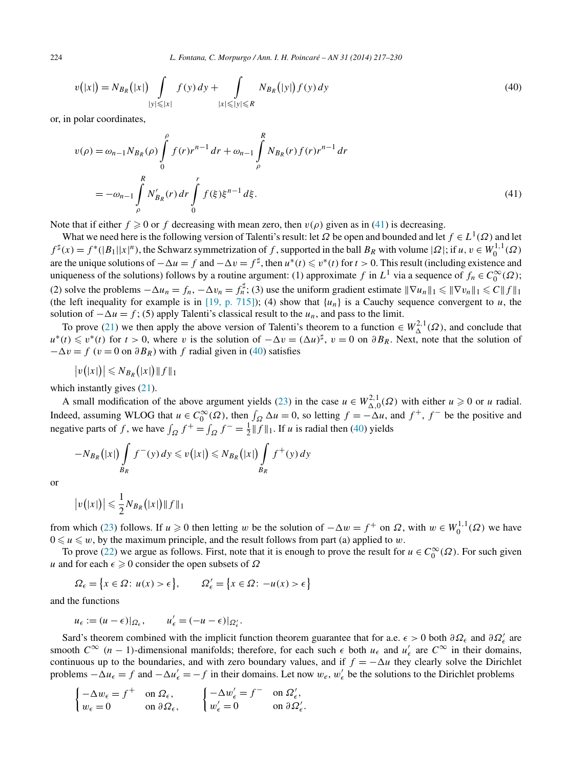$$v(|x|) = N_{B_R}(|x|) \int\limits_{|y| \leqslant |x|} f(y)\, dy + \int\limits_{|x| \leqslant |y| \leqslant R} N_{B_R}(|y|) f(y)\, dy \tag{40}$$

or, in polar coordinates,

$$\begin{aligned} v(\rho) &= \omega_{n-1} N_{B_R}(\rho) \int_0^\rho f(r) r^{n-1}\, dr + \omega_{n-1} \int_\rho^R N_{B_R}(r) f(r) r^{n-1}\, dr \\ &= -\omega_{n-1} \int_\rho^R N'_{B_R}(r)\, dr \int_0^r f(\xi) \xi^{n-1}\, d\xi. \end{aligned} \tag{41}$$

Note that if either $f \geqslant 0$ or $f$ decreasing with mean zero, then $v(\rho)$ given as in (41) is decreasing.

What we need here is the following version of Talenti's result: let $\Omega$ be open and bounded and let $f \in L^1(\Omega)$ and let $f^\sharp(x) = f^*(|B_1||x|^n)$, the Schwarz symmetrization of $f$, supported in the ball $B_R$ with volume $|\Omega|$; if $u, v \in W_0^{1,1}(\Omega)$ are the unique solutions of $-\Delta u = f$ and $-\Delta v = f^\sharp$, then $u^*(t) \leqslant v^*(t)$ for $t > 0$. This result (including existence and uniqueness of the solutions) follows by a routine argument: (1) approximate $f$ in $L^1$ via a sequence of $f_n \in C_0^\infty(\Omega)$; (2) solve the problems $-\Delta u_n = f_n$, $-\Delta v_n = f_n^\sharp$; (3) use the uniform gradient estimate $\|\nabla u_n\|_1 \leqslant \|\nabla v_n\|_1 \leqslant C\|f\|_1$ (the left inequality for example is in [19, p. 715]); (4) show that $\{u_n\}$ is a Cauchy sequence convergent to $u$, the solution of $-\Delta u = f$; (5) apply Talenti's classical result to the $u_n$, and pass to the limit.

To prove (21) we then apply the above version of Talenti's theorem to a function $\in W_\Delta^{2,1}(\Omega)$, and conclude that $u^*(t) \leqslant v^*(t)$ for $t > 0$, where $v$ is the solution of $-\Delta v = (\Delta u)^\sharp$, $v = 0$ on $\partial B_R$. Next, note that the solution of $-\Delta v = f$ ($v = 0$ on $\partial B_R$) with $f$ radial given in (40) satisfies

$$\big|v(|x|)\big| \leqslant N_{B_R}(|x|)\|f\|_1$$

which instantly gives (21).

A small modification of the above argument yields (23) in the case $u \in W_{\Delta,0}^{2,1}(\Omega)$ with either $u \geqslant 0$ or $u$ radial. Indeed, assuming WLOG that $u \in C_0^\infty(\Omega)$, then $\int_\Omega \Delta u = 0$, so letting $f = -\Delta u$, and $f^+$, $f^-$ be the positive and negative parts of $f$, we have $\int_\Omega f^+ = \int_\Omega f^- = \frac{1}{2}\|f\|_1$. If $u$ is radial then (40) yields

$$-N_{B_R}(|x|) \int\limits_{B_R} f^-(y)\, dy \leqslant v(|x|) \leqslant N_{B_R}(|x|) \int\limits_{B_R} f^+(y)\, dy$$

or

$$\big|v(|x|)\big| \leqslant \frac{1}{2} N_{B_R}(|x|)\|f\|_1$$

from which (23) follows. If $u \geqslant 0$ then letting $w$ be the solution of $-\Delta w = f^+$ on $\Omega$, with $w \in W_0^{1,1}(\Omega)$ we have $0 \leqslant u \leqslant w$, by the maximum principle, and the result follows from part (a) applied to $w$.

To prove (22) we argue as follows. First, note that it is enough to prove the result for $u \in C_0^\infty(\Omega)$. For such given $u$ and for each $\epsilon \geqslant 0$ consider the open subsets of $\Omega$

$$\Omega_\epsilon = \big\{x \in \Omega \colon u(x) > \epsilon\big\}, \qquad \Omega'_\epsilon = \big\{x \in \Omega \colon -u(x) > \epsilon\big\}$$

and the functions

$$u_\epsilon := (u - \epsilon)|_{\Omega_\epsilon}, \qquad u'_\epsilon = (-u - \epsilon)|_{\Omega'_\epsilon}.$$

Sard's theorem combined with the implicit function theorem guarantee that for a.e. $\epsilon > 0$ both $\partial\Omega_\epsilon$ and $\partial\Omega'_\epsilon$ are smooth $C^\infty$ $(n-1)$-dimensional manifolds; therefore, for each such $\epsilon$ both $u_\epsilon$ and $u'_\epsilon$ are $C^\infty$ in their domains, continuous up to the boundaries, and with zero boundary values, and if $f = -\Delta u$ they clearly solve the Dirichlet problems $-\Delta u_\epsilon = f$ and $-\Delta u'_\epsilon = -f$ in their domains. Let now $w_\epsilon$, $w'_\epsilon$ be the solutions to the Dirichlet problems

$$\begin{cases} -\Delta w_\epsilon = f^+ & \text{on } \Omega_\epsilon, \\ w_\epsilon = 0 & \text{on } \partial\Omega_\epsilon, \end{cases} \qquad \begin{cases} -\Delta w'_\epsilon = f^- & \text{on } \Omega'_\epsilon, \\ w'_\epsilon = 0 & \text{on } \partial\Omega'_\epsilon. \end{cases}$$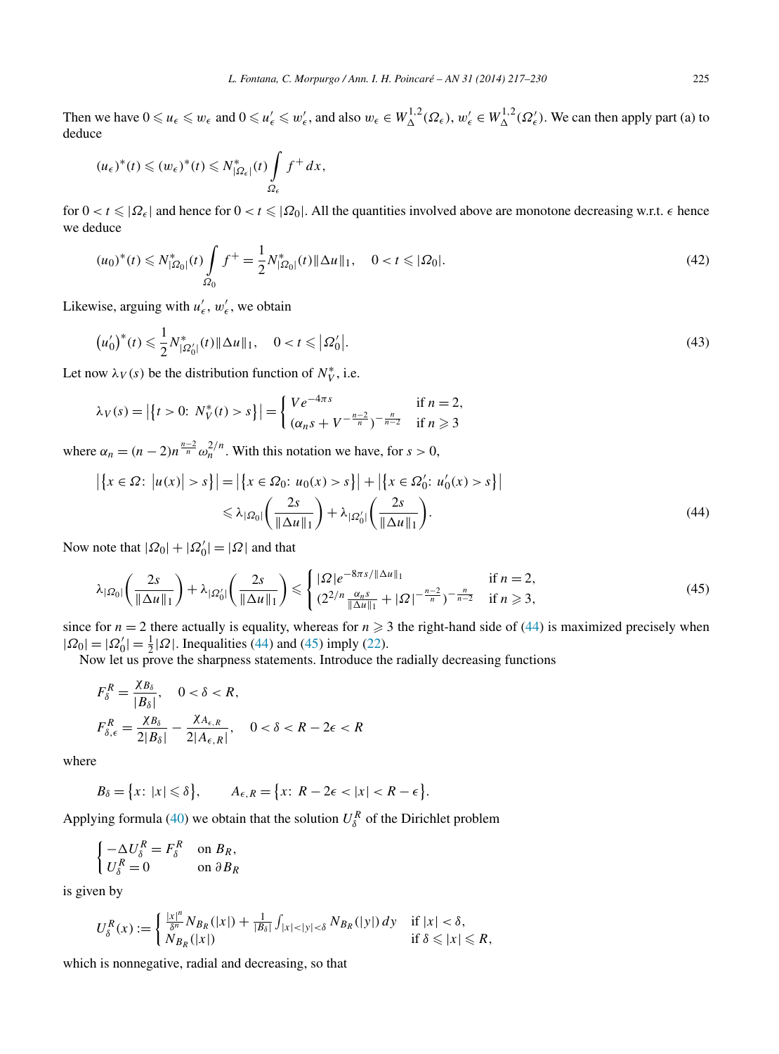Then we have $0 \leqslant u_\epsilon \leqslant w_\epsilon$ and $0 \leqslant u'_\epsilon \leqslant w'_\epsilon$, and also $w_\epsilon \in W^{1,2}_\Delta(\Omega_\epsilon)$, $w'_\epsilon \in W^{1,2}_\Delta(\Omega'_\epsilon)$. We can then apply part (a) to deduce

$$(u_\epsilon)^*(t) \leqslant (w_\epsilon)^*(t) \leqslant N^*_{|\Omega_\epsilon|}(t) \int_{\Omega_\epsilon} f^+ \, dx,$$

for $0 < t \leqslant |\Omega_\epsilon|$ and hence for $0 < t \leqslant |\Omega_0|$. All the quantities involved above are monotone decreasing w.r.t. $\epsilon$ hence we deduce

$$(u_0)^*(t) \leqslant N^*_{|\Omega_0|}(t) \int_{\Omega_0} f^+ = \frac{1}{2} N^*_{|\Omega_0|}(t) \|\Delta u\|_1, \quad 0 < t \leqslant |\Omega_0|. \tag{42}$$

Likewise, arguing with $u'_\epsilon$, $w'_\epsilon$, we obtain

$$\left(u'_0\right)^*(t) \leqslant \frac{1}{2} N^*_{|\Omega'_0|}(t) \|\Delta u\|_1, \quad 0 < t \leqslant \left|\Omega'_0\right|. \tag{43}$$

Let now $\lambda_V(s)$ be the distribution function of $N^*_V$, i.e.

$$\lambda_V(s) = \left|\left\{t > 0\colon\ N^*_V(t) > s\right\}\right| = \begin{cases} V e^{-4\pi s} & \text{if } n = 2, \\ (\alpha_n s + V^{-\frac{n-2}{n}})^{-\frac{n}{n-2}} & \text{if } n \geqslant 3 \end{cases}$$

where $\alpha_n = (n-2) n^{\frac{n-2}{n}} \omega_n^{2/n}$. With this notation we have, for $s > 0$,

$$\begin{aligned} \left|\left\{x \in \Omega\colon\ \left|u(x)\right| > s\right\}\right| &= \left|\left\{x \in \Omega_0\colon\ u_0(x) > s\right\}\right| + \left|\left\{x \in \Omega'_0\colon\ u'_0(x) > s\right\}\right| \\ &\leqslant \lambda_{|\Omega_0|}\left(\frac{2s}{\|\Delta u\|_1}\right) + \lambda_{|\Omega'_0|}\left(\frac{2s}{\|\Delta u\|_1}\right). \end{aligned} \tag{44}$$

Now note that $|\Omega_0| + |\Omega'_0| = |\Omega|$ and that

$$\lambda_{|\Omega_0|}\left(\frac{2s}{\|\Delta u\|_1}\right) + \lambda_{|\Omega'_0|}\left(\frac{2s}{\|\Delta u\|_1}\right) \leqslant \begin{cases} |\Omega| e^{-8\pi s/\|\Delta u\|_1} & \text{if } n = 2, \\ (2^{2/n} \frac{\alpha_n s}{\|\Delta u\|_1} + |\Omega|^{-\frac{n-2}{n}})^{-\frac{n}{n-2}} & \text{if } n \geqslant 3, \end{cases} \tag{45}$$

since for $n = 2$ there actually is equality, whereas for $n \geqslant 3$ the right-hand side of (44) is maximized precisely when $|\Omega_0| = |\Omega'_0| = \frac{1}{2}|\Omega|$. Inequalities (44) and (45) imply (22).

Now let us prove the sharpness statements. Introduce the radially decreasing functions

$$\begin{aligned} F^R_\delta &= \frac{\chi_{B_\delta}}{|B_\delta|}, \quad 0 < \delta < R, \\ F^R_{\delta,\epsilon} &= \frac{\chi_{B_\delta}}{2|B_\delta|} - \frac{\chi_{A_{\epsilon,R}}}{2|A_{\epsilon,R}|}, \quad 0 < \delta < R - 2\epsilon < R \end{aligned}$$

where

$$B_\delta = \left\{x\colon\ |x| \leqslant \delta\right\}, \qquad A_{\epsilon,R} = \left\{x\colon\ R - 2\epsilon < |x| < R - \epsilon\right\}.$$

Applying formula (40) we obtain that the solution $U^R_\delta$ of the Dirichlet problem

$$\begin{cases} -\Delta U^R_\delta = F^R_\delta & \text{on } B_R, \\ U^R_\delta = 0 & \text{on } \partial B_R \end{cases}$$

is given by

$$U^R_\delta(x) := \begin{cases} \frac{|x|^n}{\delta^n} N_{B_R}(|x|) + \frac{1}{|B_\delta|} \int_{|x|<|y|<\delta} N_{B_R}(|y|)\, dy & \text{if } |x| < \delta, \\ N_{B_R}(|x|) & \text{if } \delta \leqslant |x| \leqslant R, \end{cases}$$

which is nonnegative, radial and decreasing, so that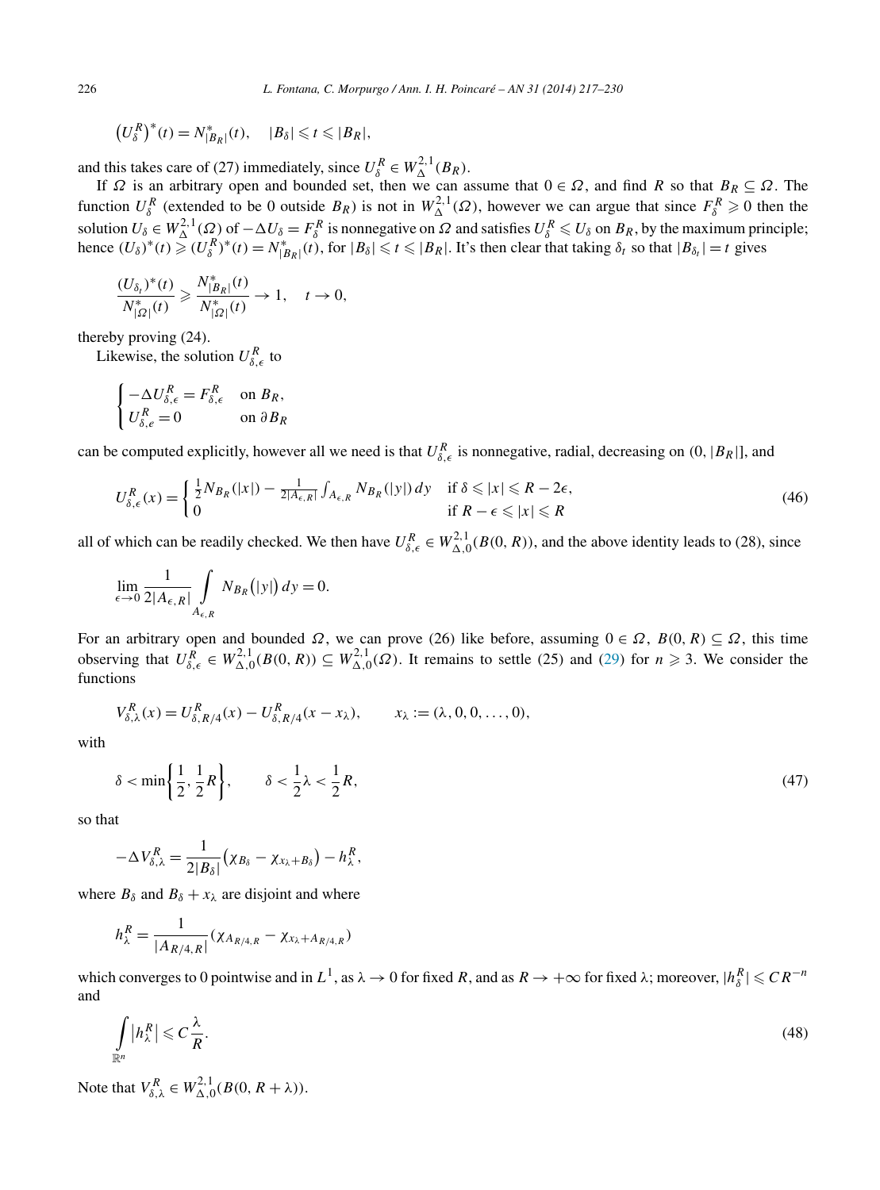$$\left(U_\delta^R\right)^*(t) = N^*_{|B_R|}(t), \quad |B_\delta| \leqslant t \leqslant |B_R|,$$

and this takes care of (27) immediately, since $U_\delta^R \in W^{2,1}_\Delta(B_R)$.

If $\Omega$ is an arbitrary open and bounded set, then we can assume that $0 \in \Omega$, and find $R$ so that $B_R \subseteq \Omega$. The function $U_\delta^R$ (extended to be 0 outside $B_R$) is not in $W^{2,1}_\Delta(\Omega)$, however we can argue that since $F_\delta^R \geqslant 0$ then the solution $U_\delta \in W^{2,1}_\Delta(\Omega)$ of $-\Delta U_\delta = F_\delta^R$ is nonnegative on $\Omega$ and satisfies $U_\delta^R \leqslant U_\delta$ on $B_R$, by the maximum principle; hence $(U_\delta)^*(t) \geqslant (U_\delta^R)^*(t) = N^*_{|B_R|}(t)$, for $|B_\delta| \leqslant t \leqslant |B_R|$. It's then clear that taking $\delta_t$ so that $|B_{\delta_t}| = t$ gives

$$\frac{(U_{\delta_t})^*(t)}{N^*_{|\Omega|}(t)} \geqslant \frac{N^*_{|B_R|}(t)}{N^*_{|\Omega|}(t)} \to 1, \quad t \to 0,$$

thereby proving (24).

Likewise, the solution $U^R_{\delta,\epsilon}$ to

$$\begin{cases} -\Delta U^R_{\delta,\epsilon} = F^R_{\delta,\epsilon} & \text{on } B_R, \\ U^R_{\delta,e} = 0 & \text{on } \partial B_R \end{cases}$$

can be computed explicitly, however all we need is that $U^R_{\delta,\epsilon}$ is nonnegative, radial, decreasing on $(0, |B_R|]$, and

$$U^R_{\delta,\epsilon}(x) = \begin{cases} \frac{1}{2} N_{B_R}(|x|) - \frac{1}{2|A_{\epsilon,R}|} \int_{A_{\epsilon,R}} N_{B_R}(|y|)\, dy & \text{if } \delta \leqslant |x| \leqslant R - 2\epsilon, \\ 0 & \text{if } R - \epsilon \leqslant |x| \leqslant R \end{cases} \tag{46}$$

all of which can be readily checked. We then have $U^R_{\delta,\epsilon} \in W^{2,1}_{\Delta,0}(B(0,R))$, and the above identity leads to (28), since

$$\lim_{\epsilon \to 0} \frac{1}{2|A_{\epsilon,R}|} \int\limits_{A_{\epsilon,R}} N_{B_R}\big(|y|\big)\, dy = 0.$$

For an arbitrary open and bounded $\Omega$, we can prove (26) like before, assuming $0 \in \Omega$, $B(0,R) \subseteq \Omega$, this time observing that $U^R_{\delta,\epsilon} \in W^{2,1}_{\Delta,0}(B(0,R)) \subseteq W^{2,1}_{\Delta,0}(\Omega)$. It remains to settle (25) and (29) for $n \geqslant 3$. We consider the functions

$$V^R_{\delta,\lambda}(x) = U^R_{\delta,R/4}(x) - U^R_{\delta,R/4}(x - x_\lambda), \qquad x_\lambda := (\lambda, 0, 0, \dots, 0),$$

with

$$\delta < \min\left\{\frac{1}{2}, \frac{1}{2}R\right\}, \qquad \delta < \frac{1}{2}\lambda < \frac{1}{2}R, \tag{47}$$

so that

$$-\Delta V^R_{\delta,\lambda} = \frac{1}{2|B_\delta|}\big(\chi_{B_\delta} - \chi_{x_\lambda + B_\delta}\big) - h^R_\lambda,$$

where $B_\delta$ and $B_\delta + x_\lambda$ are disjoint and where

$$h^R_\lambda = \frac{1}{|A_{R/4,R}|}\left(\chi_{A_{R/4,R}} - \chi_{x_\lambda + A_{R/4,R}}\right)$$

which converges to 0 pointwise and in $L^1$, as $\lambda \to 0$ for fixed $R$, and as $R \to +\infty$ for fixed $\lambda$; moreover, $|h^R_\delta| \leqslant C R^{-n}$ and

$$\int\limits_{\mathbb{R}^n} \big|h^R_\lambda\big| \leqslant C \frac{\lambda}{R}. \tag{48}$$

Note that $V^R_{\delta,\lambda} \in W^{2,1}_{\Delta,0}(B(0, R + \lambda))$.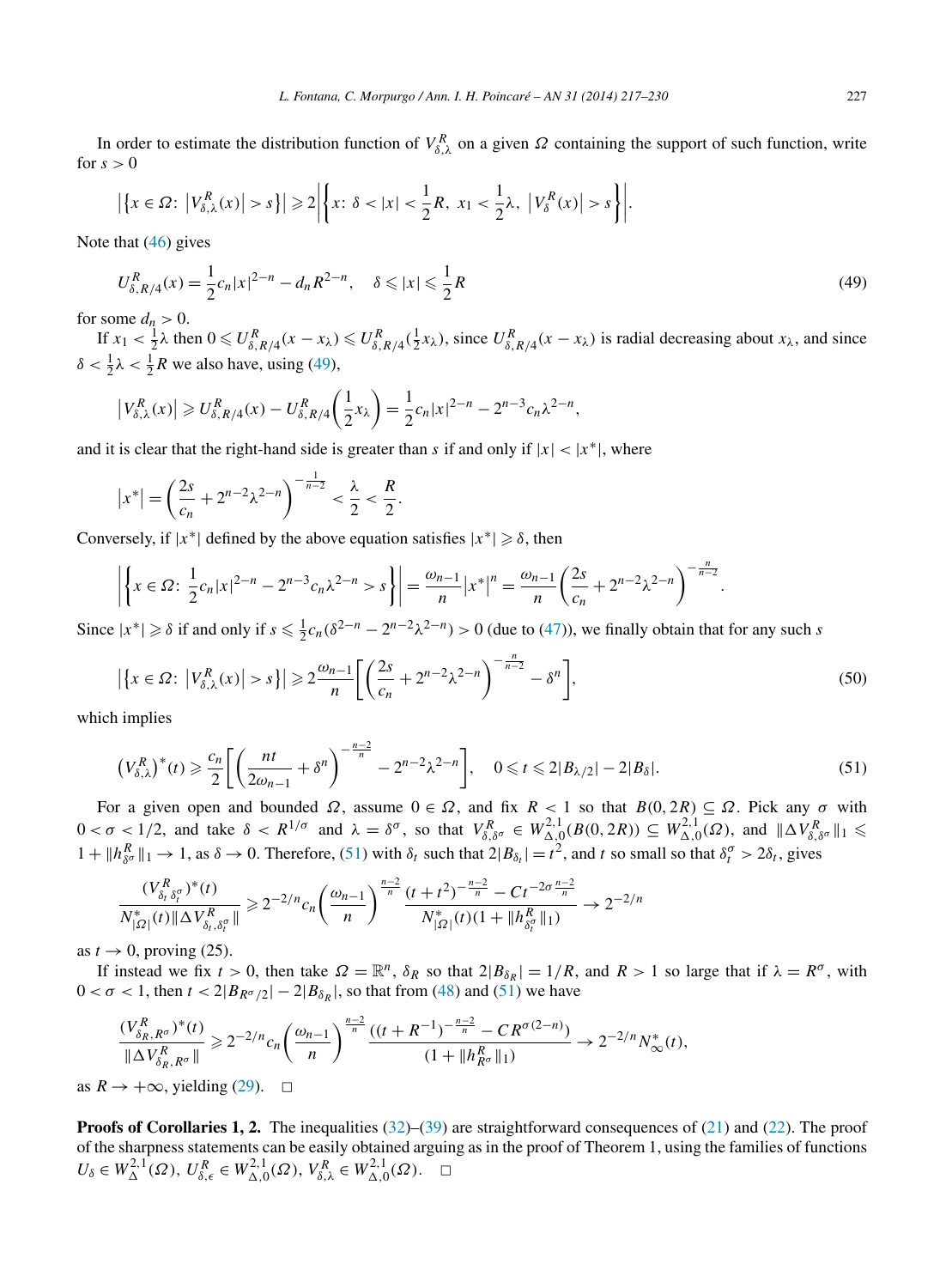In order to estimate the distribution function of $V^R_{\delta,\lambda}$ on a given $\Omega$ containing the support of such function, write for $s>0$

$$\bigl|\bigl\{x\in\Omega:\ \bigl|V^R_{\delta,\lambda}(x)\bigr|>s\bigr\}\bigr|\geqslant 2\left|\left\{x:\ \delta<|x|<\frac{1}{2}R,\ x_1<\frac{1}{2}\lambda,\ \bigl|V^R_{\delta}(x)\bigr|>s\right\}\right|.$$

Note that (46) gives

$$U^R_{\delta,R/4}(x)=\frac{1}{2}c_n|x|^{2-n}-d_nR^{2-n},\quad \delta\leqslant|x|\leqslant\frac{1}{2}R \tag{49}$$

for some $d_n>0$.

If $x_1<\frac{1}{2}\lambda$ then $0\leqslant U^R_{\delta,R/4}(x-x_\lambda)\leqslant U^R_{\delta,R/4}(\frac{1}{2}x_\lambda)$, since $U^R_{\delta,R/4}(x-x_\lambda)$ is radial decreasing about $x_\lambda$, and since $\delta<\frac{1}{2}\lambda<\frac{1}{2}R$ we also have, using (49),

$$\bigl|V^R_{\delta,\lambda}(x)\bigr|\geqslant U^R_{\delta,R/4}(x)-U^R_{\delta,R/4}\left(\frac{1}{2}x_\lambda\right)=\frac{1}{2}c_n|x|^{2-n}-2^{n-3}c_n\lambda^{2-n},$$

and it is clear that the right-hand side is greater than $s$ if and only if $|x|<|x^*|$, where

$$\bigl|x^*\bigr|=\left(\frac{2s}{c_n}+2^{n-2}\lambda^{2-n}\right)^{-\frac{1}{n-2}}<\frac{\lambda}{2}<\frac{R}{2}.$$

Conversely, if $|x^*|$ defined by the above equation satisfies $|x^*|\geqslant\delta$, then

$$\left|\left\{x\in\Omega:\ \frac{1}{2}c_n|x|^{2-n}-2^{n-3}c_n\lambda^{2-n}>s\right\}\right|=\frac{\omega_{n-1}}{n}\bigl|x^*\bigr|^n=\frac{\omega_{n-1}}{n}\left(\frac{2s}{c_n}+2^{n-2}\lambda^{2-n}\right)^{-\frac{n}{n-2}}.$$

Since $|x^*|\geqslant\delta$ if and only if $s\leqslant\frac{1}{2}c_n(\delta^{2-n}-2^{n-2}\lambda^{2-n})>0$ (due to (47)), we finally obtain that for any such $s$

$$\bigl|\bigl\{x\in\Omega:\ \bigl|V^R_{\delta,\lambda}(x)\bigr|>s\bigr\}\bigr|\geqslant 2\frac{\omega_{n-1}}{n}\left[\left(\frac{2s}{c_n}+2^{n-2}\lambda^{2-n}\right)^{-\frac{n}{n-2}}-\delta^n\right], \tag{50}$$

which implies

$$\bigl(V^R_{\delta,\lambda}\bigr)^*(t)\geqslant\frac{c_n}{2}\left[\left(\frac{nt}{2\omega_{n-1}}+\delta^n\right)^{-\frac{n-2}{n}}-2^{n-2}\lambda^{2-n}\right],\quad 0\leqslant t\leqslant 2|B_{\lambda/2}|-2|B_\delta|. \tag{51}$$

For a given open and bounded $\Omega$, assume $0\in\Omega$, and fix $R<1$ so that $B(0,2R)\subseteq\Omega$. Pick any $\sigma$ with $0<\sigma<1/2$, and take $\delta<R^{1/\sigma}$ and $\lambda=\delta^\sigma$, so that $V^R_{\delta,\delta^\sigma}\in W^{2,1}_{\Delta,0}(B(0,2R))\subseteq W^{2,1}_{\Delta,0}(\Omega)$, and $\|\Delta V^R_{\delta,\delta^\sigma}\|_1\leqslant 1+\|h^R_{\delta^\sigma}\|_1\to 1$, as $\delta\to 0$. Therefore, (51) with $\delta_t$ such that $2|B_{\delta_t}|=t^2$, and $t$ so small so that $\delta_t^\sigma>2\delta_t$, gives

$$\frac{(V^R_{\delta_t\,\delta_t^\sigma})^*(t)}{N^*_{|\Omega|}(t)\|\Delta V^R_{\delta_t,\delta_t^\sigma}\|}\geqslant 2^{-2/n}c_n\left(\frac{\omega_{n-1}}{n}\right)^{\frac{n-2}{n}}\frac{(t+t^2)^{-\frac{n-2}{n}}-Ct^{-2\sigma\frac{n-2}{n}}}{N^*_{|\Omega|}(t)(1+\|h^R_{\delta_t^\sigma}\|_1)}\to 2^{-2/n}$$

as $t\to 0$, proving (25).

If instead we fix $t>0$, then take $\Omega=\mathbb{R}^n$, $\delta_R$ so that $2|B_{\delta_R}|=1/R$, and $R>1$ so large that if $\lambda=R^\sigma$, with $0<\sigma<1$, then $t<2|B_{R^\sigma/2}|-2|B_{\delta_R}|$, so that from (48) and (51) we have

$$\frac{(V^R_{\delta_R,R^\sigma})^*(t)}{\|\Delta V^R_{\delta_R,R^\sigma}\|}\geqslant 2^{-2/n}c_n\left(\frac{\omega_{n-1}}{n}\right)^{\frac{n-2}{n}}\frac{((t+R^{-1})^{-\frac{n-2}{n}}-CR^{\sigma(2-n)})}{(1+\|h^R_{R^\sigma}\|_1)}\to 2^{-2/n}N^*_\infty(t),$$

as $R\to+\infty$, yielding (29). $\square$

**Proofs of Corollaries 1, 2.** The inequalities (32)–(39) are straightforward consequences of (21) and (22). The proof of the sharpness statements can be easily obtained arguing as in the proof of Theorem 1, using the families of functions $U_\delta\in W^{2,1}_\Delta(\Omega)$, $U^R_{\delta,\epsilon}\in W^{2,1}_{\Delta,0}(\Omega)$, $V^R_{\delta,\lambda}\in W^{2,1}_{\Delta,0}(\Omega)$. $\square$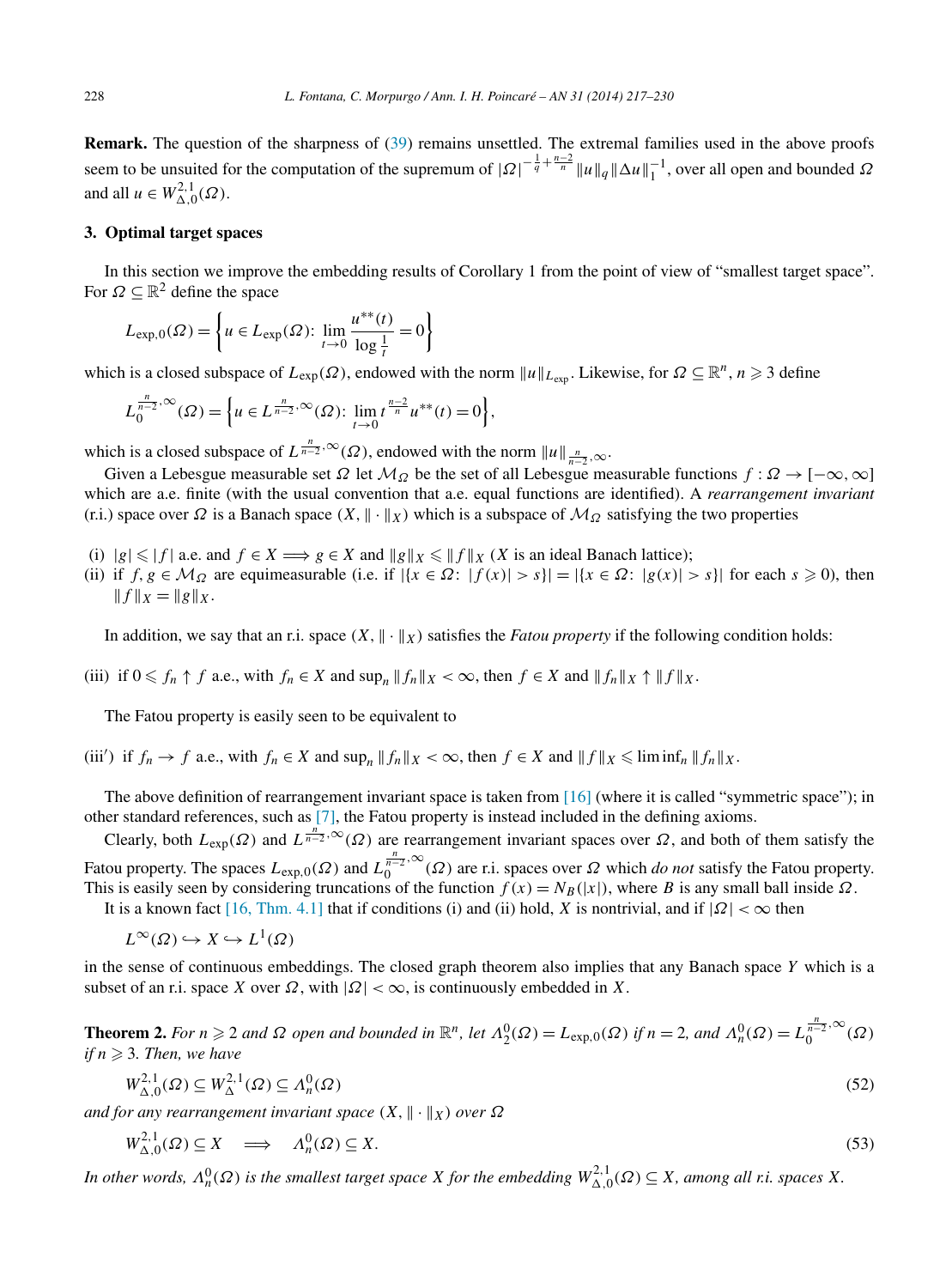**Remark.** The question of the sharpness of (39) remains unsettled. The extremal families used in the above proofs seem to be unsuited for the computation of the supremum of $|\Omega|^{-\frac{1}{q}+\frac{n-2}{n}}\|u\|_q\|\Delta u\|_1^{-1}$, over all open and bounded $\Omega$ and all $u \in W^{2,1}_{\Delta,0}(\Omega)$.

## 3. Optimal target spaces

In this section we improve the embedding results of Corollary 1 from the point of view of "smallest target space". For $\Omega \subseteq \mathbb{R}^2$ define the space

$$L_{\exp,0}(\Omega) = \left\{ u \in L_{\exp}(\Omega):\ \lim_{t\to 0} \frac{u^{**}(t)}{\log \frac{1}{t}} = 0 \right\}$$

which is a closed subspace of $L_{\exp}(\Omega)$, endowed with the norm $\|u\|_{L_{\exp}}$. Likewise, for $\Omega \subseteq \mathbb{R}^n$, $n \geqslant 3$ define

$$L_0^{\frac{n}{n-2},\infty}(\Omega) = \left\{ u \in L^{\frac{n}{n-2},\infty}(\Omega):\ \lim_{t\to 0} t^{\frac{n-2}{n}} u^{**}(t) = 0 \right\},$$

which is a closed subspace of $L^{\frac{n}{n-2},\infty}(\Omega)$, endowed with the norm $\|u\|_{\frac{n}{n-2},\infty}$.

Given a Lebesgue measurable set $\Omega$ let $\mathcal{M}_\Omega$ be the set of all Lebesgue measurable functions $f : \Omega \to [-\infty, \infty]$ which are a.e. finite (with the usual convention that a.e. equal functions are identified). A *rearrangement invariant* (r.i.) space over $\Omega$ is a Banach space $(X, \|\cdot\|_X)$ which is a subspace of $\mathcal{M}_\Omega$ satisfying the two properties

(i) $|g| \leqslant |f|$ a.e. and $f \in X \Longrightarrow g \in X$ and $\|g\|_X \leqslant \|f\|_X$ ($X$ is an ideal Banach lattice);

(ii) if $f, g \in \mathcal{M}_\Omega$ are equimeasurable (i.e. if $|\{x \in \Omega:\ |f(x)| > s\}| = |\{x \in \Omega:\ |g(x)| > s\}|$ for each $s \geqslant 0$), then $\|f\|_X = \|g\|_X$.

In addition, we say that an r.i. space $(X, \|\cdot\|_X)$ satisfies the *Fatou property* if the following condition holds:

(iii) if $0 \leqslant f_n \uparrow f$ a.e., with $f_n \in X$ and $\sup_n \|f_n\|_X < \infty$, then $f \in X$ and $\|f_n\|_X \uparrow \|f\|_X$.

The Fatou property is easily seen to be equivalent to

(iii′) if $f_n \to f$ a.e., with $f_n \in X$ and $\sup_n \|f_n\|_X < \infty$, then $f \in X$ and $\|f\|_X \leqslant \liminf_n \|f_n\|_X$.

The above definition of rearrangement invariant space is taken from [16] (where it is called "symmetric space"); in other standard references, such as [7], the Fatou property is instead included in the defining axioms.

Clearly, both $L_{\exp}(\Omega)$ and $L^{\frac{n}{n-2},\infty}(\Omega)$ are rearrangement invariant spaces over $\Omega$, and both of them satisfy the Fatou property. The spaces $L_{\exp,0}(\Omega)$ and $L_0^{\frac{n}{n-2},\infty}(\Omega)$ are r.i. spaces over $\Omega$ which *do not* satisfy the Fatou property. This is easily seen by considering truncations of the function $f(x) = N_B(|x|)$, where $B$ is any small ball inside $\Omega$.

It is a known fact [16, Thm. 4.1] that if conditions (i) and (ii) hold, $X$ is nontrivial, and if $|\Omega| < \infty$ then

$$L^\infty(\Omega) \hookrightarrow X \hookrightarrow L^1(\Omega)$$

in the sense of continuous embeddings. The closed graph theorem also implies that any Banach space $Y$ which is a subset of an r.i. space $X$ over $\Omega$, with $|\Omega| < \infty$, is continuously embedded in $X$.

**Theorem 2.** *For $n \geqslant 2$ and $\Omega$ open and bounded in $\mathbb{R}^n$, let $\Lambda_2^0(\Omega) = L_{\exp,0}(\Omega)$ if $n = 2$, and $\Lambda_n^0(\Omega) = L_0^{\frac{n}{n-2},\infty}(\Omega)$ if $n \geqslant 3$. Then, we have*

$$W^{2,1}_{\Delta,0}(\Omega) \subseteq W^{2,1}_{\Delta}(\Omega) \subseteq \Lambda_n^0(\Omega) \tag{52}$$

*and for any rearrangement invariant space $(X, \|\cdot\|_X)$ over $\Omega$*

$$W^{2,1}_{\Delta,0}(\Omega) \subseteq X \quad \Longrightarrow \quad \Lambda_n^0(\Omega) \subseteq X. \tag{53}$$

*In other words, $\Lambda_n^0(\Omega)$ is the smallest target space $X$ for the embedding $W^{2,1}_{\Delta,0}(\Omega) \subseteq X$, among all r.i. spaces $X$.*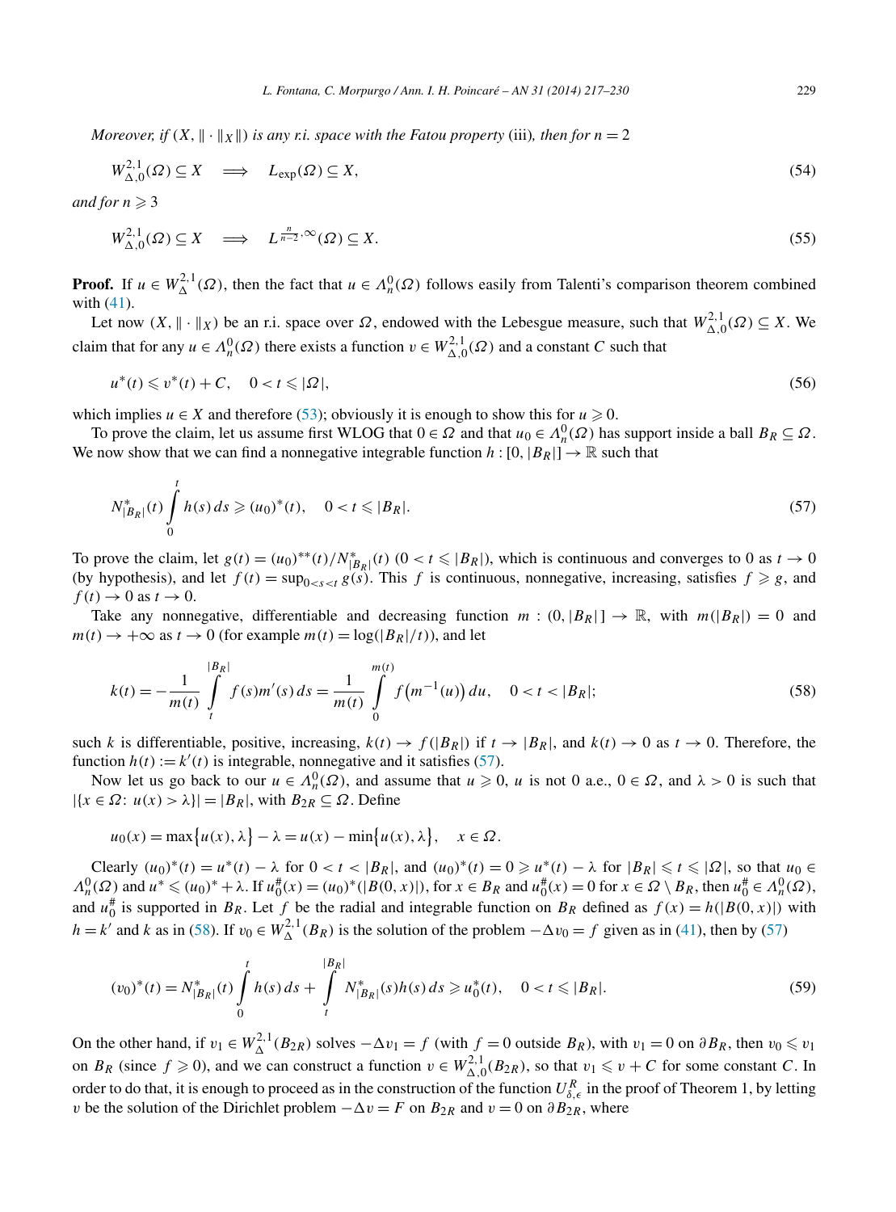*Moreover, if $(X, \|\cdot\|_X)$ is any r.i. space with the Fatou property* (iii)*, then for $n = 2$*

$$W^{2,1}_{\Delta,0}(\Omega) \subseteq X \quad \Longrightarrow \quad L_{\exp}(\Omega) \subseteq X, \tag{54}$$

*and for $n \geqslant 3$*

$$W^{2,1}_{\Delta,0}(\Omega) \subseteq X \quad \Longrightarrow \quad L^{\frac{n}{n-2},\infty}(\Omega) \subseteq X. \tag{55}$$

**Proof.** If $u \in W^{2,1}_{\Delta}(\Omega)$, then the fact that $u \in \Lambda^0_n(\Omega)$ follows easily from Talenti's comparison theorem combined with (41).

Let now $(X, \|\cdot\|_X)$ be an r.i. space over $\Omega$, endowed with the Lebesgue measure, such that $W^{2,1}_{\Delta,0}(\Omega) \subseteq X$. We claim that for any $u \in \Lambda^0_n(\Omega)$ there exists a function $v \in W^{2,1}_{\Delta,0}(\Omega)$ and a constant $C$ such that

$$u^*(t) \leqslant v^*(t) + C, \quad 0 < t \leqslant |\Omega|, \tag{56}$$

which implies $u \in X$ and therefore (53); obviously it is enough to show this for $u \geqslant 0$.

To prove the claim, let us assume first WLOG that $0 \in \Omega$ and that $u_0 \in \Lambda^0_n(\Omega)$ has support inside a ball $B_R \subseteq \Omega$. We now show that we can find a nonnegative integrable function $h : [0, |B_R|] \to \mathbb{R}$ such that

$$N^*_{|B_R|}(t) \int_0^t h(s)\, ds \geqslant (u_0)^*(t), \quad 0 < t \leqslant |B_R|. \tag{57}$$

To prove the claim, let $g(t) = (u_0)^{**}(t)/N^*_{|B_R|}(t)$ $(0 < t \leqslant |B_R|)$, which is continuous and converges to 0 as $t \to 0$ (by hypothesis), and let $f(t) = \sup_{0<s<t} g(s)$. This $f$ is continuous, nonnegative, increasing, satisfies $f \geqslant g$, and $f(t) \to 0$ as $t \to 0$.

Take any nonnegative, differentiable and decreasing function $m : (0, |B_R|] \to \mathbb{R}$, with $m(|B_R|) = 0$ and $m(t) \to +\infty$ as $t \to 0$ (for example $m(t) = \log(|B_R|/t)$), and let

$$k(t) = -\frac{1}{m(t)} \int_t^{|B_R|} f(s) m'(s)\, ds = \frac{1}{m(t)} \int_0^{m(t)} f\big(m^{-1}(u)\big)\, du, \quad 0 < t < |B_R|; \tag{58}$$

such $k$ is differentiable, positive, increasing, $k(t) \to f(|B_R|)$ if $t \to |B_R|$, and $k(t) \to 0$ as $t \to 0$. Therefore, the function $h(t) := k'(t)$ is integrable, nonnegative and it satisfies (57).

Now let us go back to our $u \in \Lambda^0_n(\Omega)$, and assume that $u \geqslant 0$, $u$ is not 0 a.e., $0 \in \Omega$, and $\lambda > 0$ is such that $|\{x \in \Omega\colon u(x) > \lambda\}| = |B_R|$, with $B_{2R} \subseteq \Omega$. Define

$$u_0(x) = \max\{u(x), \lambda\} - \lambda = u(x) - \min\{u(x), \lambda\}, \quad x \in \Omega.$$

Clearly $(u_0)^*(t) = u^*(t) - \lambda$ for $0 < t < |B_R|$, and $(u_0)^*(t) = 0 \geqslant u^*(t) - \lambda$ for $|B_R| \leqslant t \leqslant |\Omega|$, so that $u_0 \in \Lambda^0_n(\Omega)$ and $u^* \leqslant (u_0)^* + \lambda$. If $u_0^\#(x) = (u_0)^*(|B(0,x)|)$, for $x \in B_R$ and $u_0^\#(x) = 0$ for $x \in \Omega \setminus B_R$, then $u_0^\# \in \Lambda^0_n(\Omega)$, and $u_0^\#$ is supported in $B_R$. Let $f$ be the radial and integrable function on $B_R$ defined as $f(x) = h(|B(0,x)|)$ with $h = k'$ and $k$ as in (58). If $v_0 \in W^{2,1}_{\Delta}(B_R)$ is the solution of the problem $-\Delta v_0 = f$ given as in (41), then by (57)

$$(v_0)^*(t) = N^*_{|B_R|}(t) \int_0^t h(s)\, ds + \int_t^{|B_R|} N^*_{|B_R|}(s) h(s)\, ds \geqslant u_0^*(t), \quad 0 < t \leqslant |B_R|. \tag{59}$$

On the other hand, if $v_1 \in W^{2,1}_{\Delta}(B_{2R})$ solves $-\Delta v_1 = f$ (with $f = 0$ outside $B_R$), with $v_1 = 0$ on $\partial B_R$, then $v_0 \leqslant v_1$ on $B_R$ (since $f \geqslant 0$), and we can construct a function $v \in W^{2,1}_{\Delta,0}(B_{2R})$, so that $v_1 \leqslant v + C$ for some constant $C$. In order to do that, it is enough to proceed as in the construction of the function $U^R_{\delta,\epsilon}$ in the proof of Theorem 1, by letting $v$ be the solution of the Dirichlet problem $-\Delta v = F$ on $B_{2R}$ and $v = 0$ on $\partial B_{2R}$, where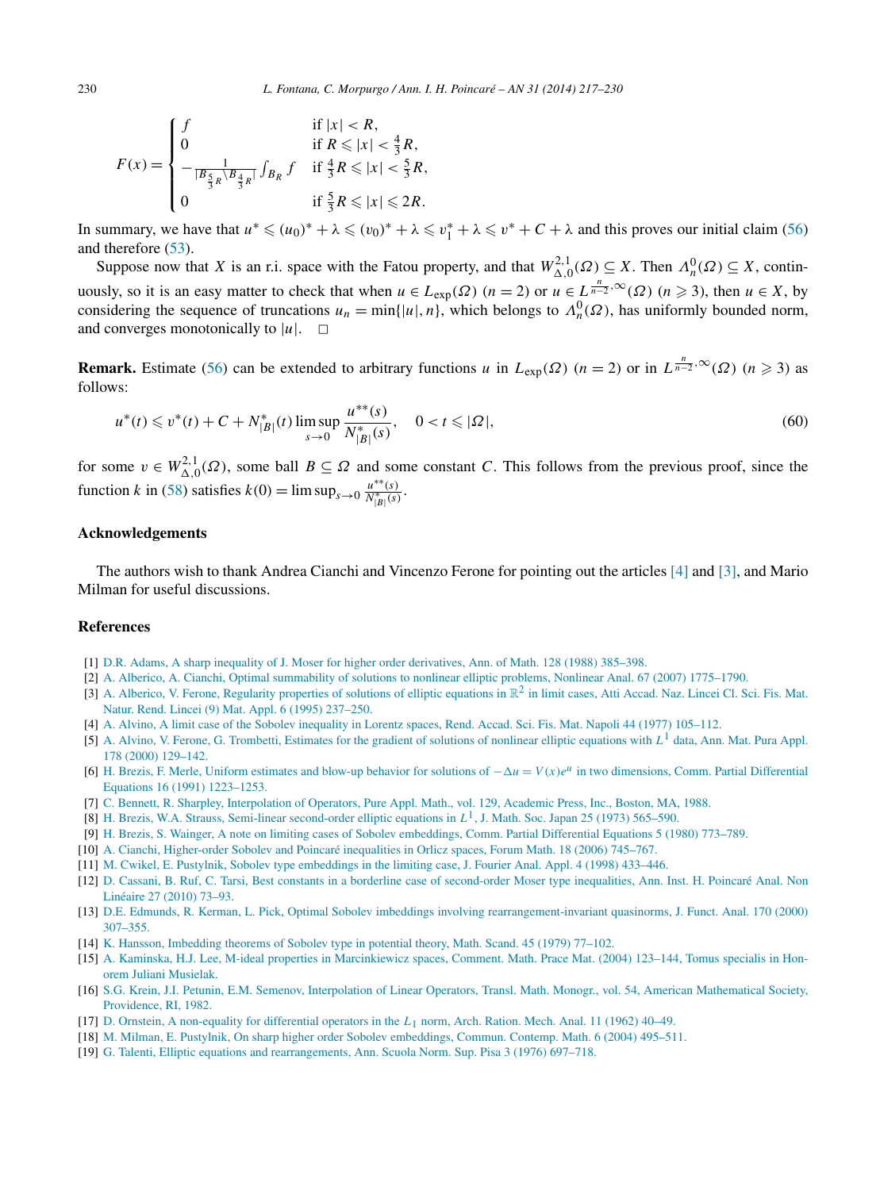$$F(x) = \begin{cases} f & \text{if } |x| < R, \\ 0 & \text{if } R \leqslant |x| < \frac{4}{3}R, \\ -\frac{1}{|B_{\frac{5}{3}R} \setminus B_{\frac{4}{3}R}|} \int_{B_R} f & \text{if } \frac{4}{3}R \leqslant |x| < \frac{5}{3}R, \\ 0 & \text{if } \frac{5}{3}R \leqslant |x| \leqslant 2R. \end{cases}$$

In summary, we have that $u^* \leqslant (u_0)^* + \lambda \leqslant (v_0)^* + \lambda \leqslant v_1^* + \lambda \leqslant v^* + C + \lambda$ and this proves our initial claim (56) and therefore (53).

Suppose now that $X$ is an r.i. space with the Fatou property, and that $W^{2,1}_{\Delta,0}(\Omega) \subseteq X$. Then $\Lambda^0_n(\Omega) \subseteq X$, continuously, so it is an easy matter to check that when $u \in L_{\exp}(\Omega)$ $(n = 2)$ or $u \in L^{\frac{n}{n-2},\infty}(\Omega)$ $(n \geqslant 3)$, then $u \in X$, by considering the sequence of truncations $u_n = \min\{|u|, n\}$, which belongs to $\Lambda^0_n(\Omega)$, has uniformly bounded norm, and converges monotonically to $|u|$. $\square$

**Remark.** Estimate (56) can be extended to arbitrary functions $u$ in $L_{\exp}(\Omega)$ $(n = 2)$ or in $L^{\frac{n}{n-2},\infty}(\Omega)$ $(n \geqslant 3)$ as follows:

$$u^*(t) \leqslant v^*(t) + C + N^*_{|B|}(t) \limsup_{s \to 0} \frac{u^{**}(s)}{N^*_{|B|}(s)}, \quad 0 < t \leqslant |\Omega|, \tag{60}$$

for some $v \in W^{2,1}_{\Delta,0}(\Omega)$, some ball $B \subseteq \Omega$ and some constant $C$. This follows from the previous proof, since the function $k$ in (58) satisfies $k(0) = \limsup_{s\to 0} \frac{u^{**}(s)}{N^*_{|B|}(s)}$.

## Acknowledgements

The authors wish to thank Andrea Cianchi and Vincenzo Ferone for pointing out the articles [4] and [3], and Mario Milman for useful discussions.

## References

[1] D.R. Adams, A sharp inequality of J. Moser for higher order derivatives, Ann. of Math. 128 (1988) 385–398.
[2] A. Alberico, A. Cianchi, Optimal summability of solutions to nonlinear elliptic problems, Nonlinear Anal. 67 (2007) 1775–1790.
[3] A. Alberico, V. Ferone, Regularity properties of solutions of elliptic equations in $\mathbb{R}^2$ in limit cases, Atti Accad. Naz. Lincei Cl. Sci. Fis. Mat. Natur. Rend. Lincei (9) Mat. Appl. 6 (1995) 237–250.
[4] A. Alvino, A limit case of the Sobolev inequality in Lorentz spaces, Rend. Accad. Sci. Fis. Mat. Napoli 44 (1977) 105–112.
[5] A. Alvino, V. Ferone, G. Trombetti, Estimates for the gradient of solutions of nonlinear elliptic equations with $L^1$ data, Ann. Mat. Pura Appl. 178 (2000) 129–142.
[6] H. Brezis, F. Merle, Uniform estimates and blow-up behavior for solutions of $-\Delta u = V(x)e^u$ in two dimensions, Comm. Partial Differential Equations 16 (1991) 1223–1253.
[7] C. Bennett, R. Sharpley, Interpolation of Operators, Pure Appl. Math., vol. 129, Academic Press, Inc., Boston, MA, 1988.
[8] H. Brezis, W.A. Strauss, Semi-linear second-order elliptic equations in $L^1$, J. Math. Soc. Japan 25 (1973) 565–590.
[9] H. Brezis, S. Wainger, A note on limiting cases of Sobolev embeddings, Comm. Partial Differential Equations 5 (1980) 773–789.
[10] A. Cianchi, Higher-order Sobolev and Poincaré inequalities in Orlicz spaces, Forum Math. 18 (2006) 745–767.
[11] M. Cwikel, E. Pustylnik, Sobolev type embeddings in the limiting case, J. Fourier Anal. Appl. 4 (1998) 433–446.
[12] D. Cassani, B. Ruf, C. Tarsi, Best constants in a borderline case of second-order Moser type inequalities, Ann. Inst. H. Poincaré Anal. Non Linéaire 27 (2010) 73–93.
[13] D.E. Edmunds, R. Kerman, L. Pick, Optimal Sobolev imbeddings involving rearrangement-invariant quasinorms, J. Funct. Anal. 170 (2000) 307–355.
[14] K. Hansson, Imbedding theorems of Sobolev type in potential theory, Math. Scand. 45 (1979) 77–102.
[15] A. Kaminska, H.J. Lee, M-ideal properties in Marcinkiewicz spaces, Comment. Math. Prace Mat. (2004) 123–144, Tomus specialis in Honorem Juliani Musielak.
[16] S.G. Krein, J.I. Petunin, E.M. Semenov, Interpolation of Linear Operators, Transl. Math. Monogr., vol. 54, American Mathematical Society, Providence, RI, 1982.
[17] D. Ornstein, A non-equality for differential operators in the $L_1$ norm, Arch. Ration. Mech. Anal. 11 (1962) 40–49.
[18] M. Milman, E. Pustylnik, On sharp higher order Sobolev embeddings, Commun. Contemp. Math. 6 (2004) 495–511.
[19] G. Talenti, Elliptic equations and rearrangements, Ann. Scuola Norm. Sup. Pisa 3 (1976) 697–718.